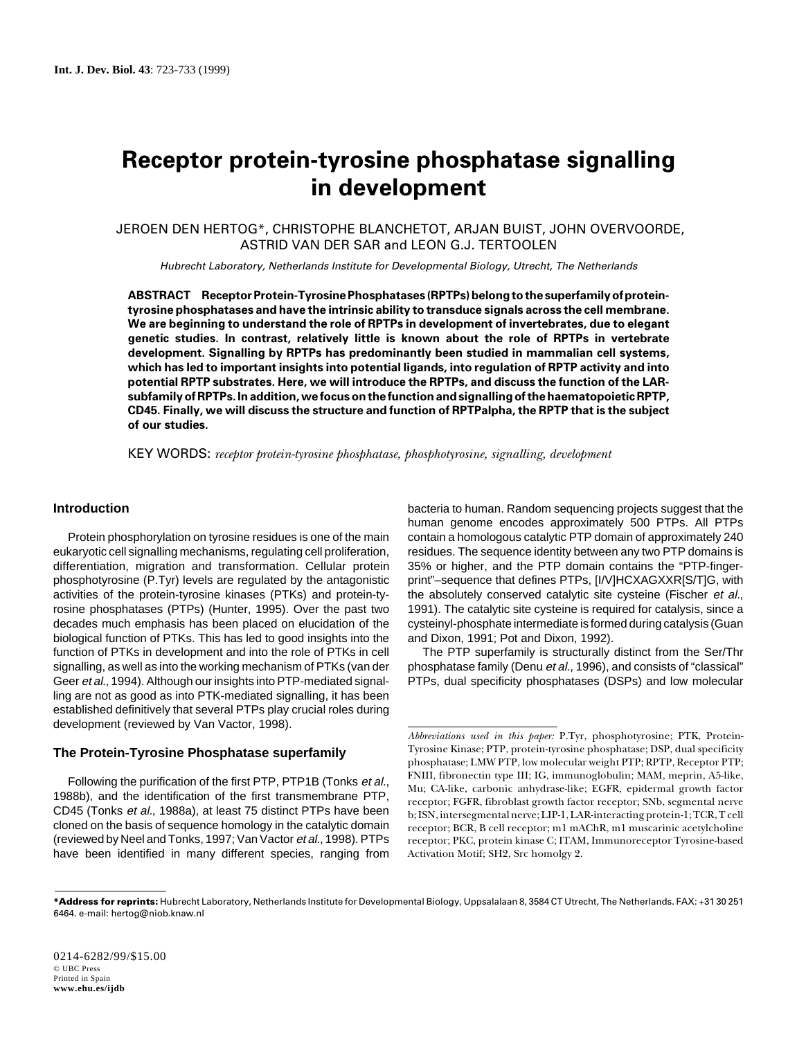# Receptor protein-tyrosine phosphatase signalling in development

JEROEN DEN HERTOG*, CHRISTOPHE BLANCHETOT, ARJAN BUIST, JOHN OVERVOORDE, ASTRID VAN DER SAR and LEON G.J. TERTOOLEN

*Hubrecht Laboratory, Netherlands Institute for Developmental Biology, Utrecht, The Netherlands*

**ABSTRACT Receptor Protein-Tyrosine Phosphatases (RPTPs) belong to the superfamily of protein-tyrosine phosphatases and have the intrinsic ability to transduce signals across the cell membrane. We are beginning to understand the role of RPTPs in development of invertebrates, due to elegant genetic studies. In contrast, relatively little is known about the role of RPTPs in vertebrate development. Signalling by RPTPs has predominantly been studied in mammalian cell systems, which has led to important insights into potential ligands, into regulation of RPTP activity and into potential RPTP substrates. Here, we will introduce the RPTPs, and discuss the function of the LAR-subfamily of RPTPs. In addition, we focus on the function and signalling of the haematopoietic RPTP, CD45. Finally, we will discuss the structure and function of RPTPalpha, the RPTP that is the subject of our studies.**

KEY WORDS: *receptor protein-tyrosine phosphatase, phosphotyrosine, signalling, development*

## Introduction

Protein phosphorylation on tyrosine residues is one of the main eukaryotic cell signalling mechanisms, regulating cell proliferation, differentiation, migration and transformation. Cellular protein phosphotyrosine (P.Tyr) levels are regulated by the antagonistic activities of the protein-tyrosine kinases (PTKs) and protein-tyrosine phosphatases (PTPs) (Hunter, 1995). Over the past two decades much emphasis has been placed on elucidation of the biological function of PTKs. This has led to good insights into the function of PTKs in development and into the role of PTKs in cell signalling, as well as into the working mechanism of PTKs (van der Geer *et al.*, 1994). Although our insights into PTP-mediated signalling are not as good as into PTK-mediated signalling, it has been established definitively that several PTPs play crucial roles during development (reviewed by Van Vactor, 1998).

## The Protein-Tyrosine Phosphatase superfamily

Following the purification of the first PTP, PTP1B (Tonks *et al.*, 1988b), and the identification of the first transmembrane PTP, CD45 (Tonks *et al.*, 1988a), at least 75 distinct PTPs have been cloned on the basis of sequence homology in the catalytic domain (reviewed by Neel and Tonks, 1997; Van Vactor *et al.*, 1998). PTPs have been identified in many different species, ranging from bacteria to human. Random sequencing projects suggest that the human genome encodes approximately 500 PTPs. All PTPs contain a homologous catalytic PTP domain of approximately 240 residues. The sequence identity between any two PTP domains is 35% or higher, and the PTP domain contains the "PTP-fingerprint"–sequence that defines PTPs, [I/V]HCXAGXXR[S/T]G, with the absolutely conserved catalytic site cysteine (Fischer *et al.*, 1991). The catalytic site cysteine is required for catalysis, since a cysteinyl-phosphate intermediate is formed during catalysis (Guan and Dixon, 1991; Pot and Dixon, 1992).

The PTP superfamily is structurally distinct from the Ser/Thr phosphatase family (Denu *et al.*, 1996), and consists of "classical" PTPs, dual specificity phosphatases (DSPs) and low molecular

*Abbreviations used in this paper:* P.Tyr, phosphotyrosine; PTK, Protein-Tyrosine Kinase; PTP, protein-tyrosine phosphatase; DSP, dual specificity phosphatase; LMW PTP, low molecular weight PTP; RPTP, Receptor PTP; FNIII, fibronectin type III; IG, immunoglobulin; MAM, meprin, A5-like, Mu; CA-like, carbonic anhydrase-like; EGFR, epidermal growth factor receptor; FGFR, fibroblast growth factor receptor; SNb, segmental nerve b; ISN, intersegmental nerve; LIP-1, LAR-interacting protein-1; TCR, T cell receptor; BCR, B cell receptor; m1 mAChR, m1 muscarinic acetylcholine receptor; PKC, protein kinase C; ITAM, Immunoreceptor Tyrosine-based Activation Motif; SH2, Src homolgy 2.

***Address for reprints:** Hubrecht Laboratory, Netherlands Institute for Developmental Biology, Uppsalalaan 8, 3584 CT Utrecht, The Netherlands. FAX: +31 30 251 6464. e-mail: hertog@niob.knaw.nl

0214-6282/99/$15.00
© UBC Press
Printed in Spain
www.ehu.es/ijdb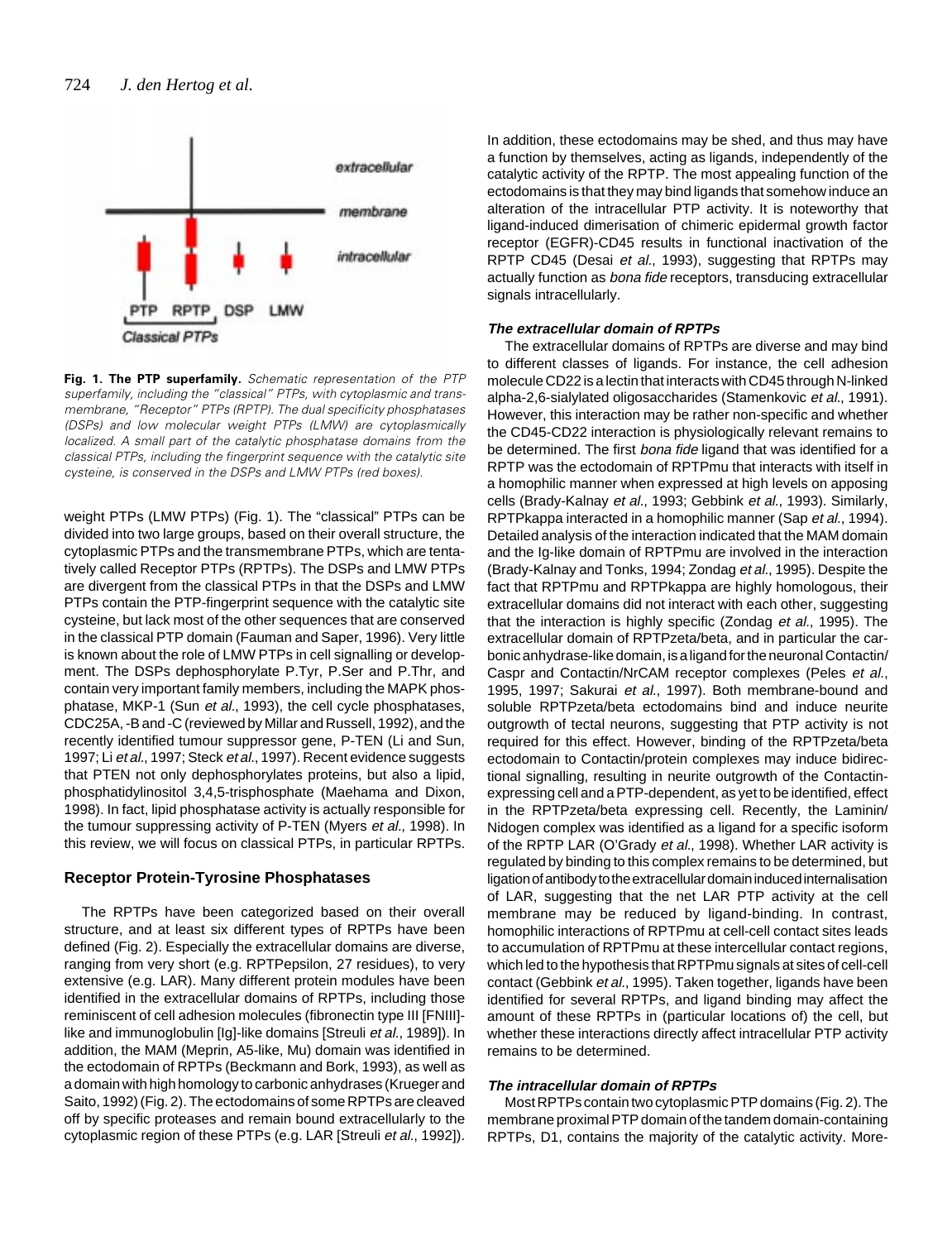extracellular

membrane

intracellular

PTP RPTP DSP LMW

Classical PTPs

**Fig. 1. The PTP superfamily.** *Schematic representation of the PTP superfamily, including the "classical" PTPs, with cytoplasmic and transmembrane, "Receptor" PTPs (RPTP). The dual specificity phosphatases (DSPs) and low molecular weight PTPs (LMW) are cytoplasmically localized. A small part of the catalytic phosphatase domains from the classical PTPs, including the fingerprint sequence with the catalytic site cysteine, is conserved in the DSPs and LMW PTPs (red boxes).*

weight PTPs (LMW PTPs) (Fig. 1). The "classical" PTPs can be divided into two large groups, based on their overall structure, the cytoplasmic PTPs and the transmembrane PTPs, which are tentatively called Receptor PTPs (RPTPs). The DSPs and LMW PTPs are divergent from the classical PTPs in that the DSPs and LMW PTPs contain the PTP-fingerprint sequence with the catalytic site cysteine, but lack most of the other sequences that are conserved in the classical PTP domain (Fauman and Saper, 1996). Very little is known about the role of LMW PTPs in cell signalling or development. The DSPs dephosphorylate P.Tyr, P.Ser and P.Thr, and contain very important family members, including the MAPK phosphatase, MKP-1 (Sun *et al.*, 1993), the cell cycle phosphatases, CDC25A, -B and -C (reviewed by Millar and Russell, 1992), and the recently identified tumour suppressor gene, P-TEN (Li and Sun, 1997; Li *et al.*, 1997; Steck *et al.*, 1997). Recent evidence suggests that PTEN not only dephosphorylates proteins, but also a lipid, phosphatidylinositol 3,4,5-trisphosphate (Maehama and Dixon, 1998). In fact, lipid phosphatase activity is actually responsible for the tumour suppressing activity of P-TEN (Myers *et al.*, 1998). In this review, we will focus on classical PTPs, in particular RPTPs.

## Receptor Protein-Tyrosine Phosphatases

The RPTPs have been categorized based on their overall structure, and at least six different types of RPTPs have been defined (Fig. 2). Especially the extracellular domains are diverse, ranging from very short (e.g. RPTPepsilon, 27 residues), to very extensive (e.g. LAR). Many different protein modules have been identified in the extracellular domains of RPTPs, including those reminiscent of cell adhesion molecules (fibronectin type III [FNIII]-like and immunoglobulin [Ig]-like domains [Streuli *et al.*, 1989]). In addition, the MAM (Meprin, A5-like, Mu) domain was identified in the ectodomain of RPTPs (Beckmann and Bork, 1993), as well as a domain with high homology to carbonic anhydrases (Krueger and Saito, 1992) (Fig. 2). The ectodomains of some RPTPs are cleaved off by specific proteases and remain bound extracellularly to the cytoplasmic region of these PTPs (e.g. LAR [Streuli *et al.*, 1992]). In addition, these ectodomains may be shed, and thus may have a function by themselves, acting as ligands, independently of the catalytic activity of the RPTP. The most appealing function of the ectodomains is that they may bind ligands that somehow induce an alteration of the intracellular PTP activity. It is noteworthy that ligand-induced dimerisation of chimeric epidermal growth factor receptor (EGFR)-CD45 results in functional inactivation of the RPTP CD45 (Desai *et al.*, 1993), suggesting that RPTPs may actually function as *bona fide* receptors, transducing extracellular signals intracellularly.

### The extracellular domain of RPTPs

The extracellular domains of RPTPs are diverse and may bind to different classes of ligands. For instance, the cell adhesion molecule CD22 is a lectin that interacts with CD45 through N-linked alpha-2,6-sialylated oligosaccharides (Stamenkovic *et al.*, 1991). However, this interaction may be rather non-specific and whether the CD45-CD22 interaction is physiologically relevant remains to be determined. The first *bona fide* ligand that was identified for a RPTP was the ectodomain of RPTPmu that interacts with itself in a homophilic manner when expressed at high levels on apposing cells (Brady-Kalnay *et al.*, 1993; Gebbink *et al.*, 1993). Similarly, RPTPkappa interacted in a homophilic manner (Sap *et al.*, 1994). Detailed analysis of the interaction indicated that the MAM domain and the Ig-like domain of RPTPmu are involved in the interaction (Brady-Kalnay and Tonks, 1994; Zondag *et al.*, 1995). Despite the fact that RPTPmu and RPTPkappa are highly homologous, their extracellular domains did not interact with each other, suggesting that the interaction is highly specific (Zondag *et al.*, 1995). The extracellular domain of RPTPzeta/beta, and in particular the carbonic anhydrase-like domain, is a ligand for the neuronal Contactin/Caspr and Contactin/NrCAM receptor complexes (Peles *et al.*, 1995, 1997; Sakurai *et al.*, 1997). Both membrane-bound and soluble RPTPzeta/beta ectodomains bind and induce neurite outgrowth of tectal neurons, suggesting that PTP activity is not required for this effect. However, binding of the RPTPzeta/beta ectodomain to Contactin/protein complexes may induce bidirectional signalling, resulting in neurite outgrowth of the Contactin-expressing cell and a PTP-dependent, as yet to be identified, effect in the RPTPzeta/beta expressing cell. Recently, the Laminin/Nidogen complex was identified as a ligand for a specific isoform of the RPTP LAR (O'Grady *et al.*, 1998). Whether LAR activity is regulated by binding to this complex remains to be determined, but ligation of antibody to the extracellular domain induced internalisation of LAR, suggesting that the net LAR PTP activity at the cell membrane may be reduced by ligand-binding. In contrast, homophilic interactions of RPTPmu at cell-cell contact sites leads to accumulation of RPTPmu at these intercellular contact regions, which led to the hypothesis that RPTPmu signals at sites of cell-cell contact (Gebbink *et al.*, 1995). Taken together, ligands have been identified for several RPTPs, and ligand binding may affect the amount of these RPTPs in (particular locations of) the cell, but whether these interactions directly affect intracellular PTP activity remains to be determined.

### The intracellular domain of RPTPs

Most RPTPs contain two cytoplasmic PTP domains (Fig. 2). The membrane proximal PTP domain of the tandem domain-containing RPTPs, D1, contains the majority of the catalytic activity. More-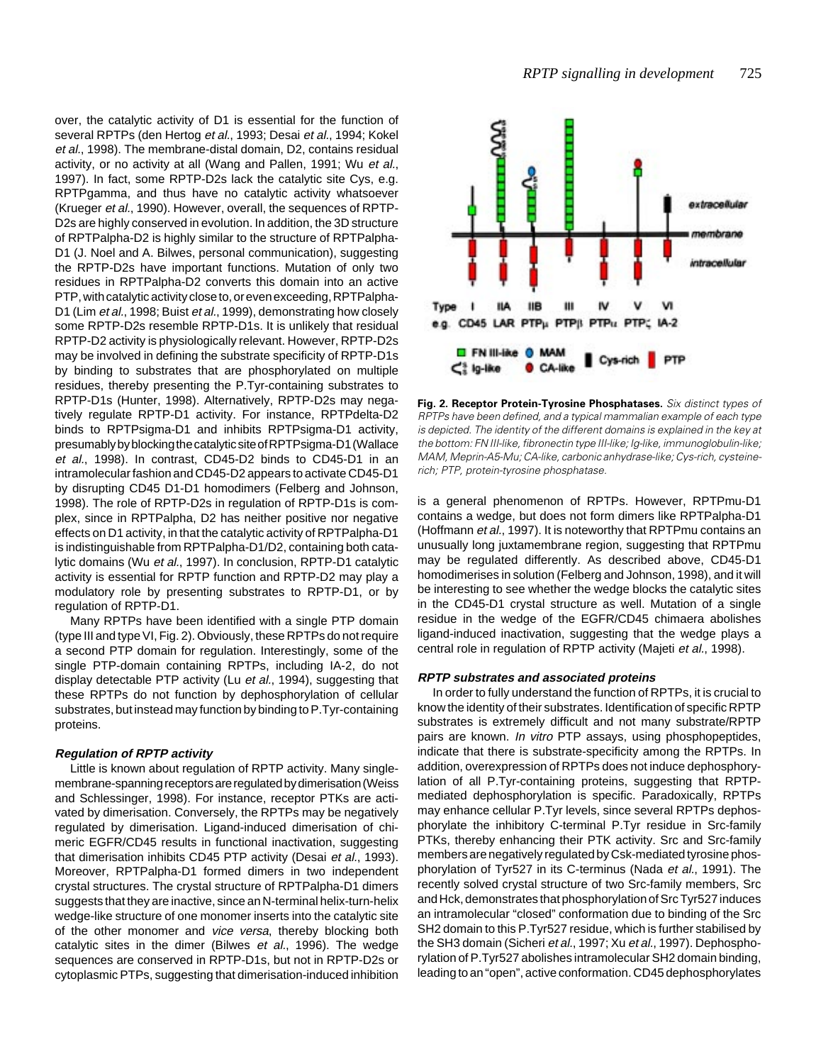over, the catalytic activity of D1 is essential for the function of several RPTPs (den Hertog *et al.*, 1993; Desai *et al.*, 1994; Kokel *et al.*, 1998). The membrane-distal domain, D2, contains residual activity, or no activity at all (Wang and Pallen, 1991; Wu *et al.*, 1997). In fact, some RPTP-D2s lack the catalytic site Cys, e.g. RPTPgamma, and thus have no catalytic activity whatsoever (Krueger *et al.*, 1990). However, overall, the sequences of RPTP-D2s are highly conserved in evolution. In addition, the 3D structure of RPTPalpha-D2 is highly similar to the structure of RPTPalpha-D1 (J. Noel and A. Bilwes, personal communication), suggesting the RPTP-D2s have important functions. Mutation of only two residues in RPTPalpha-D2 converts this domain into an active PTP, with catalytic activity close to, or even exceeding, RPTPalpha-D1 (Lim *et al.*, 1998; Buist *et al.*, 1999), demonstrating how closely some RPTP-D2s resemble RPTP-D1s. It is unlikely that residual RPTP-D2 activity is physiologically relevant. However, RPTP-D2s may be involved in defining the substrate specificity of RPTP-D1s by binding to substrates that are phosphorylated on multiple residues, thereby presenting the P.Tyr-containing substrates to RPTP-D1s (Hunter, 1998). Alternatively, RPTP-D2s may negatively regulate RPTP-D1 activity. For instance, RPTPdelta-D2 binds to RPTPsigma-D1 and inhibits RPTPsigma-D1 activity, presumably by blocking the catalytic site of RPTPsigma-D1 (Wallace *et al.*, 1998). In contrast, CD45-D2 binds to CD45-D1 in an intramolecular fashion and CD45-D2 appears to activate CD45-D1 by disrupting CD45 D1-D1 homodimers (Felberg and Johnson, 1998). The role of RPTP-D2s in regulation of RPTP-D1s is complex, since in RPTPalpha, D2 has neither positive nor negative effects on D1 activity, in that the catalytic activity of RPTPalpha-D1 is indistinguishable from RPTPalpha-D1/D2, containing both catalytic domains (Wu *et al.*, 1997). In conclusion, RPTP-D1 catalytic activity is essential for RPTP function and RPTP-D2 may play a modulatory role by presenting substrates to RPTP-D1, or by regulation of RPTP-D1.

Many RPTPs have been identified with a single PTP domain (type III and type VI, Fig. 2). Obviously, these RPTPs do not require a second PTP domain for regulation. Interestingly, some of the single PTP-domain containing RPTPs, including IA-2, do not display detectable PTP activity (Lu *et al.*, 1994), suggesting that these RPTPs do not function by dephosphorylation of cellular substrates, but instead may function by binding to P.Tyr-containing proteins.

### *Regulation of RPTP activity*

Little is known about regulation of RPTP activity. Many single-membrane-spanning receptors are regulated by dimerisation (Weiss and Schlessinger, 1998). For instance, receptor PTKs are activated by dimerisation. Conversely, the RPTPs may be negatively regulated by dimerisation. Ligand-induced dimerisation of chimeric EGFR/CD45 results in functional inactivation, suggesting that dimerisation inhibits CD45 PTP activity (Desai *et al.*, 1993). Moreover, RPTPalpha-D1 formed dimers in two independent crystal structures. The crystal structure of RPTPalpha-D1 dimers suggests that they are inactive, since an N-terminal helix-turn-helix wedge-like structure of one monomer inserts into the catalytic site of the other monomer and *vice versa*, thereby blocking both catalytic sites in the dimer (Bilwes *et al.*, 1996). The wedge sequences are conserved in RPTP-D1s, but not in RPTP-D2s or cytoplasmic PTPs, suggesting that dimerisation-induced inhibition is a general phenomenon of RPTPs. However, RPTPmu-D1 contains a wedge, but does not form dimers like RPTPalpha-D1 (Hoffmann *et al.*, 1997). It is noteworthy that RPTPmu contains an unusually long juxtamembrane region, suggesting that RPTPmu may be regulated differently. As described above, CD45-D1 homodimerises in solution (Felberg and Johnson, 1998), and it will be interesting to see whether the wedge blocks the catalytic sites in the CD45-D1 crystal structure as well. Mutation of a single residue in the wedge of the EGFR/CD45 chimaera abolishes ligand-induced inactivation, suggesting that the wedge plays a central role in regulation of RPTP activity (Majeti *et al.*, 1998).

extracellular
membrane
intracellular
Type I IIA IIB III IV V VI
e.g. CD45 LAR PTPμ PTPβ PTPα PTPζ IA-2
FN III-like MAM Ig-like CA-like Cys-rich PTP

**Fig. 2. Receptor Protein-Tyrosine Phosphatases.** *Six distinct types of RPTPs have been defined, and a typical mammalian example of each type is depicted. The identity of the different domains is explained in the key at the bottom: FN III-like, fibronectin type III-like; Ig-like, immunoglobulin-like; MAM, Meprin-A5-Mu; CA-like, carbonic anhydrase-like; Cys-rich, cysteine-rich; PTP, protein-tyrosine phosphatase.*

### *RPTP substrates and associated proteins*

In order to fully understand the function of RPTPs, it is crucial to know the identity of their substrates. Identification of specific RPTP substrates is extremely difficult and not many substrate/RPTP pairs are known. *In vitro* PTP assays, using phosphopeptides, indicate that there is substrate-specificity among the RPTPs. In addition, overexpression of RPTPs does not induce dephosphorylation of all P.Tyr-containing proteins, suggesting that RPTP-mediated dephosphorylation is specific. Paradoxically, RPTPs may enhance cellular P.Tyr levels, since several RPTPs dephosphorylate the inhibitory C-terminal P.Tyr residue in Src-family PTKs, thereby enhancing their PTK activity. Src and Src-family members are negatively regulated by Csk-mediated tyrosine phosphorylation of Tyr527 in its C-terminus (Nada *et al.*, 1991). The recently solved crystal structure of two Src-family members, Src and Hck, demonstrates that phosphorylation of Src Tyr527 induces an intramolecular "closed" conformation due to binding of the Src SH2 domain to this P.Tyr527 residue, which is further stabilised by the SH3 domain (Sicheri *et al.*, 1997; Xu *et al.*, 1997). Dephosphorylation of P.Tyr527 abolishes intramolecular SH2 domain binding, leading to an "open", active conformation. CD45 dephosphorylates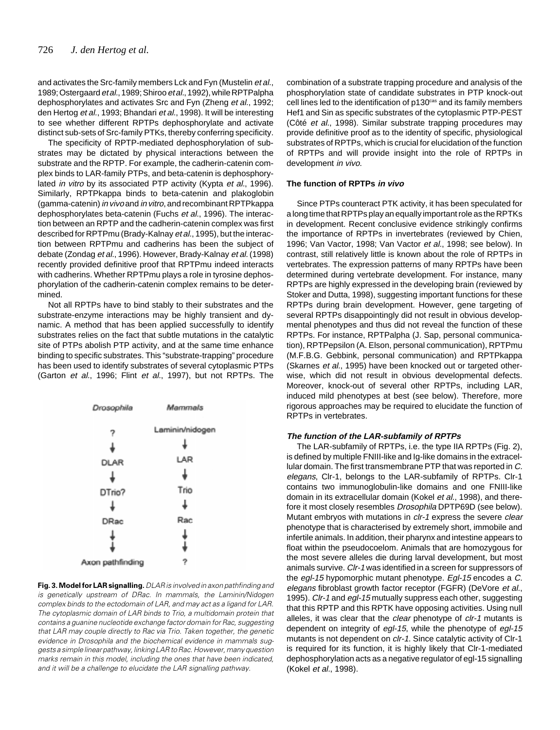and activates the Src-family members Lck and Fyn (Mustelin *et al.*, 1989; Ostergaard *et al.*, 1989; Shiroo *et al.*, 1992), while RPTPalpha dephosphorylates and activates Src and Fyn (Zheng *et al.*, 1992; den Hertog *et al.*, 1993; Bhandari *et al.*, 1998). It will be interesting to see whether different RPTPs dephosphorylate and activate distinct sub-sets of Src-family PTKs, thereby conferring specificity.

The specificity of RPTP-mediated dephosphorylation of substrates may be dictated by physical interactions between the substrate and the RPTP. For example, the cadherin-catenin complex binds to LAR-family PTPs, and beta-catenin is dephosphorylated *in vitro* by its associated PTP activity (Kypta *et al.*, 1996). Similarly, RPTPkappa binds to beta-catenin and plakoglobin (gamma-catenin) *in vivo* and *in vitro*, and recombinant RPTPkappa dephosphorylates beta-catenin (Fuchs *et al.*, 1996). The interaction between an RPTP and the cadherin-catenin complex was first described for RPTPmu (Brady-Kalnay *et al.*, 1995), but the interaction between RPTPmu and cadherins has been the subject of debate (Zondag *et al.*, 1996). However, Brady-Kalnay *et al.* (1998) recently provided definitive proof that RPTPmu indeed interacts with cadherins. Whether RPTPmu plays a role in tyrosine dephosphorylation of the cadherin-catenin complex remains to be determined.

Not all RPTPs have to bind stably to their substrates and the substrate-enzyme interactions may be highly transient and dynamic. A method that has been applied successfully to identify substrates relies on the fact that subtle mutations in the catalytic site of PTPs abolish PTP activity, and at the same time enhance binding to specific substrates. This "substrate-trapping" procedure has been used to identify substrates of several cytoplasmic PTPs (Garton *et al.*, 1996; Flint *et al.*, 1997), but not RPTPs. The combination of a substrate trapping procedure and analysis of the phosphorylation state of candidate substrates in PTP knock-out cell lines led to the identification of p130[cas] and its family members Hef1 and Sin as specific substrates of the cytoplasmic PTP-PEST (Côté *et al.*, 1998). Similar substrate trapping procedures may provide definitive proof as to the identity of specific, physiological substrates of RPTPs, which is crucial for elucidation of the function of RPTPs and will provide insight into the role of RPTPs in development *in vivo*.

Drosophila
?
DLAR
DTrio?
DRac
Axon pathfinding

Mammals
Laminin/nidogen
LAR
Trio
Rac
?

**Fig. 3. Model for LAR signalling.** *DLAR is involved in axon pathfinding and is genetically upstream of DRac. In mammals, the Laminin/Nidogen complex binds to the ectodomain of LAR, and may act as a ligand for LAR. The cytoplasmic domain of LAR binds to Trio, a multidomain protein that contains a guanine nucleotide exchange factor domain for Rac, suggesting that LAR may couple directly to Rac via Trio. Taken together, the genetic evidence in Drosophila and the biochemical evidence in mammals suggests a simple linear pathway, linking LAR to Rac. However, many question marks remain in this model, including the ones that have been indicated, and it will be a challenge to elucidate the LAR signalling pathway.*

### The function of RPTPs *in vivo*

Since PTPs counteract PTK activity, it has been speculated for a long time that RPTPs play an equally important role as the RPTKs in development. Recent conclusive evidence strikingly confirms the importance of RPTPs in invertebrates (reviewed by Chien, 1996; Van Vactor, 1998; Van Vactor *et al.*, 1998; see below). In contrast, still relatively little is known about the role of RPTPs in vertebrates. The expression patterns of many RPTPs have been determined during vertebrate development. For instance, many RPTPs are highly expressed in the developing brain (reviewed by Stoker and Dutta, 1998), suggesting important functions for these RPTPs during brain development. However, gene targeting of several RPTPs disappointingly did not result in obvious developmental phenotypes and thus did not reveal the function of these RPTPs. For instance, RPTPalpha (J. Sap, personal communication), RPTPepsilon (A. Elson, personal communication), RPTPmu (M.F.B.G. Gebbink, personal communication) and RPTPkappa (Skarnes *et al.*, 1995) have been knocked out or targeted otherwise, which did not result in obvious developmental defects. Moreover, knock-out of several other RPTPs, including LAR, induced mild phenotypes at best (see below). Therefore, more rigorous approaches may be required to elucidate the function of RPTPs in vertebrates.

#### *The function of the LAR-subfamily of RPTPs*

The LAR-subfamily of RPTPs, i.e. the type IIA RPTPs (Fig. 2), is defined by multiple FNIII-like and Ig-like domains in the extracellular domain. The first transmembrane PTP that was reported in *C. elegans*, Clr-1, belongs to the LAR-subfamily of RPTPs. Clr-1 contains two immunoglobulin-like domains and one FNIII-like domain in its extracellular domain (Kokel *et al.*, 1998), and therefore it most closely resembles *Drosophila* DPTP69D (see below). Mutant embryos with mutations in *clr-1* express the severe *clear* phenotype that is characterised by extremely short, immobile and infertile animals. In addition, their pharynx and intestine appears to float within the pseudocoelom. Animals that are homozygous for the most severe alleles die during larval development, but most animals survive. *Clr-1* was identified in a screen for suppressors of the *egl-15* hypomorphic mutant phenotype. *Egl-15* encodes a *C. elegans* fibroblast growth factor receptor (FGFR) (DeVore *et al.*, 1995). *Clr-1* and *egl-15* mutually suppress each other, suggesting that this RPTP and this RPTK have opposing activities. Using null alleles, it was clear that the *clear* phenotype of *clr-1* mutants is dependent on integrity of *egl-15*, while the phenotype of *egl-15* mutants is not dependent on *clr-1*. Since catalytic activity of Clr-1 is required for its function, it is highly likely that Clr-1-mediated dephosphorylation acts as a negative regulator of egl-15 signalling (Kokel *et al.*, 1998).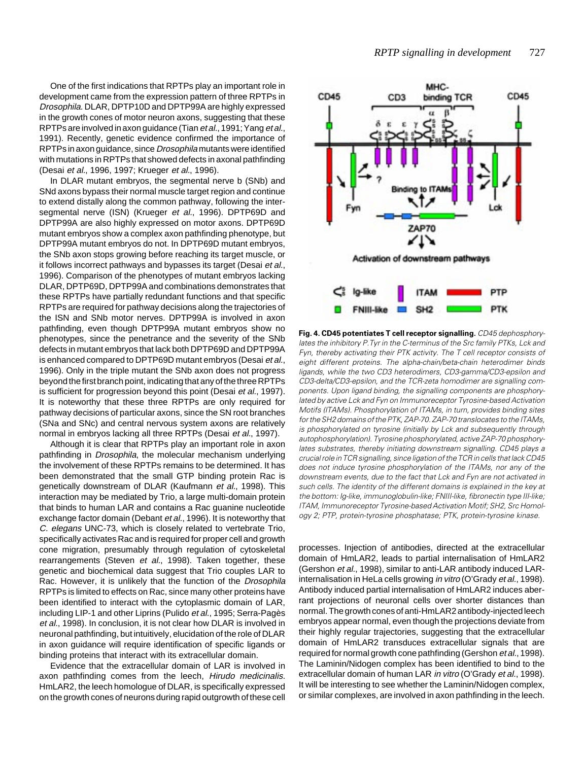One of the first indications that RPTPs play an important role in development came from the expression pattern of three RPTPs in *Drosophila*. DLAR, DPTP10D and DPTP99A are highly expressed in the growth cones of motor neuron axons, suggesting that these RPTPs are involved in axon guidance (Tian *et al.*, 1991; Yang *et al.*, 1991). Recently, genetic evidence confirmed the importance of RPTPs in axon guidance, since *Drosophila* mutants were identified with mutations in RPTPs that showed defects in axonal pathfinding (Desai *et al.*, 1996, 1997; Krueger *et al.*, 1996).

In DLAR mutant embryos, the segmental nerve b (SNb) and SNd axons bypass their normal muscle target region and continue to extend distally along the common pathway, following the intersegmental nerve (ISN) (Krueger *et al.*, 1996). DPTP69D and DPTP99A are also highly expressed on motor axons. DPTP69D mutant embryos show a complex axon pathfinding phenotype, but DPTP99A mutant embryos do not. In DPTP69D mutant embryos, the SNb axon stops growing before reaching its target muscle, or it follows incorrect pathways and bypasses its target (Desai *et al.*, 1996). Comparison of the phenotypes of mutant embryos lacking DLAR, DPTP69D, DPTP99A and combinations demonstrates that these RPTPs have partially redundant functions and that specific RPTPs are required for pathway decisions along the trajectories of the ISN and SNb motor nerves. DPTP99A is involved in axon pathfinding, even though DPTP99A mutant embryos show no phenotypes, since the penetrance and the severity of the SNb defects in mutant embryos that lack both DPTP69D and DPTP99A is enhanced compared to DPTP69D mutant embryos (Desai *et al.*, 1996). Only in the triple mutant the SNb axon does not progress beyond the first branch point, indicating that any of the three RPTPs is sufficient for progression beyond this point (Desai *et al.*, 1997). It is noteworthy that these three RPTPs are only required for pathway decisions of particular axons, since the SN root branches (SNa and SNc) and central nervous system axons are relatively normal in embryos lacking all three RPTPs (Desai *et al.*, 1997).

Although it is clear that RPTPs play an important role in axon pathfinding in *Drosophila*, the molecular mechanism underlying the involvement of these RPTPs remains to be determined. It has been demonstrated that the small GTP binding protein Rac is genetically downstream of DLAR (Kaufmann *et al.*, 1998). This interaction may be mediated by Trio, a large multi-domain protein that binds to human LAR and contains a Rac guanine nucleotide exchange factor domain (Debant *et al.*, 1996). It is noteworthy that *C. elegans* UNC-73, which is closely related to vertebrate Trio, specifically activates Rac and is required for proper cell and growth cone migration, presumably through regulation of cytoskeletal rearrangements (Steven *et al.*, 1998). Taken together, these genetic and biochemical data suggest that Trio couples LAR to Rac. However, it is unlikely that the function of the *Drosophila* RPTPs is limited to effects on Rac, since many other proteins have been identified to interact with the cytoplasmic domain of LAR, including LIP-1 and other Liprins (Pulido *et al.*, 1995; Serra-Pagès *et al.*, 1998). In conclusion, it is not clear how DLAR is involved in neuronal pathfinding, but intuitively, elucidation of the role of DLAR in axon guidance will require identification of specific ligands or binding proteins that interact with its extracellular domain.

Evidence that the extracellular domain of LAR is involved in axon pathfinding comes from the leech, *Hirudo medicinalis*. HmLAR2, the leech homologue of DLAR, is specifically expressed on the growth cones of neurons during rapid outgrowth of these cell processes. Injection of antibodies, directed at the extracellular domain of HmLAR2, leads to partial internalisation of HmLAR2 (Gershon *et al.*, 1998), similar to anti-LAR antibody induced LAR-internalisation in HeLa cells growing *in vitro* (O'Grady *et al.*, 1998). Antibody induced partial internalisation of HmLAR2 induces aberrant projections of neuronal cells over shorter distances than normal. The growth cones of anti-HmLAR2 antibody-injected leech embryos appear normal, even though the projections deviate from their highly regular trajectories, suggesting that the extracellular domain of HmLAR2 transduces extracellular signals that are required for normal growth cone pathfinding (Gershon *et al.*, 1998). The Laminin/Nidogen complex has been identified to bind to the extracellular domain of human LAR *in vitro* (O'Grady *et al.*, 1998). It will be interesting to see whether the Laminin/Nidogen complex, or similar complexes, are involved in axon pathfinding in the leech.

CD45
CD3
MHC-binding TCR
CD45
δ ε ε γ α β ζ
?
Fyn
Binding to ITAMs
Lck
ZAP70
Activation of downstream pathways
Ig-like
ITAM
PTP
FNIII-like
SH2
PTK

**Fig. 4. CD45 potentiates T cell receptor signalling.** *CD45 dephosphorylates the inhibitory P.Tyr in the C-terminus of the Src family PTKs, Lck and Fyn, thereby activating their PTK activity. The T cell receptor consists of eight different proteins. The alpha-chain/beta-chain heterodimer binds ligands, while the two CD3 heterodimers, CD3-gamma/CD3-epsilon and CD3-delta/CD3-epsilon, and the TCR-zeta homodimer are signalling components. Upon ligand binding, the signalling components are phosphorylated by active Lck and Fyn on Immunoreceptor Tyrosine-based Activation Motifs (ITAMs). Phosphorylation of ITAMs, in turn, provides binding sites for the SH2 domains of the PTK, ZAP-70. ZAP-70 translocates to the ITAMs, is phosphorylated on tyrosine (initially by Lck and subsequently through autophosphorylation). Tyrosine phosphorylated, active ZAP-70 phosphorylates substrates, thereby initiating downstream signalling. CD45 plays a crucial role in TCR signalling, since ligation of the TCR in cells that lack CD45 does not induce tyrosine phosphorylation of the ITAMs, nor any of the downstream events, due to the fact that Lck and Fyn are not activated in such cells. The identity of the different domains is explained in the key at the bottom: Ig-like, immunoglobulin-like; FNIII-like, fibronectin type III-like; ITAM, Immunoreceptor Tyrosine-based Activation Motif; SH2, Src Homology 2; PTP, protein-tyrosine phosphatase; PTK, protein-tyrosine kinase.*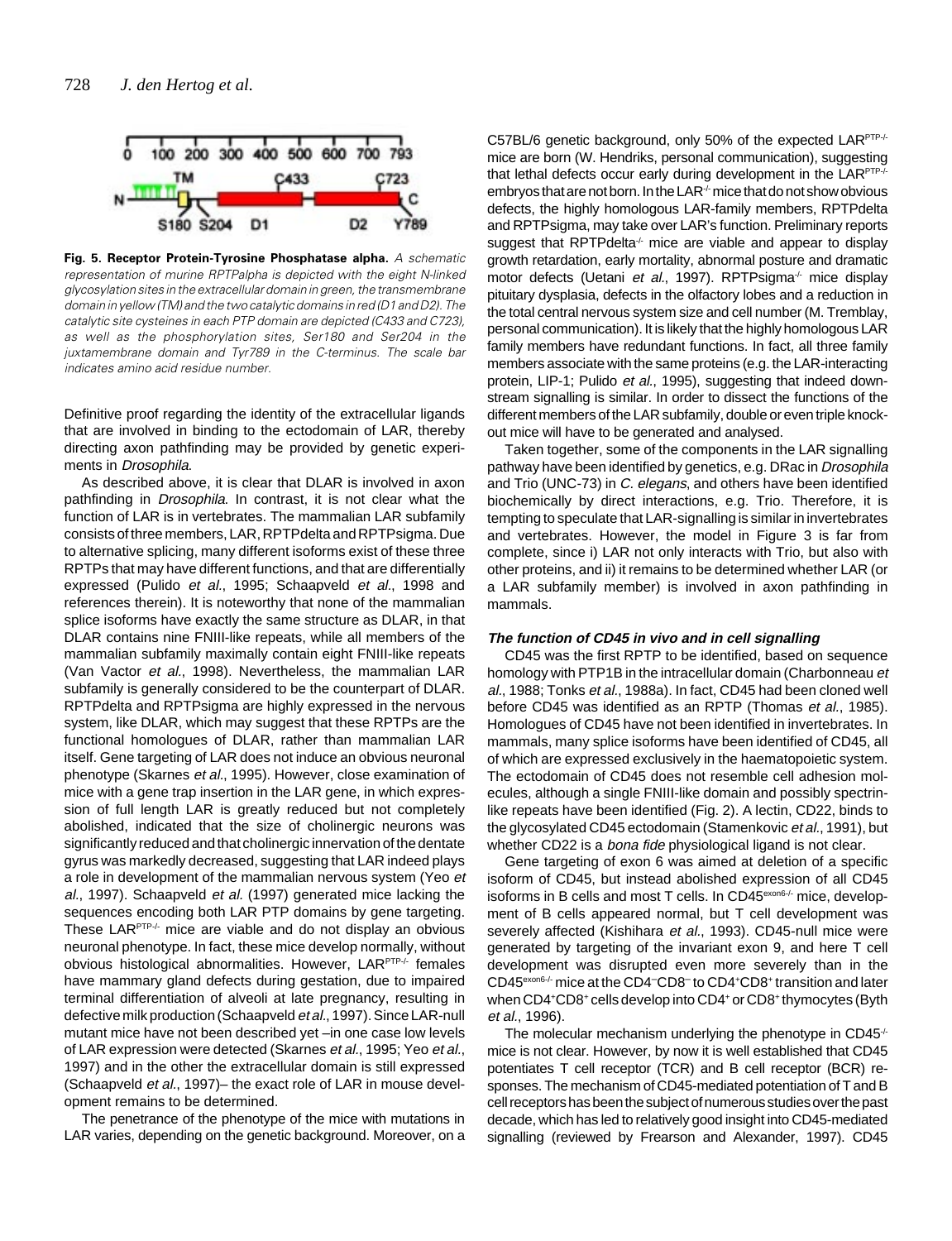0 100 200 300 400 500 600 700 793

TM C433 C723

N C

S180 S204 D1 D2 Y789

**Fig. 5. Receptor Protein-Tyrosine Phosphatase alpha.** *A schematic representation of murine RPTPalpha is depicted with the eight N-linked glycosylation sites in the extracellular domain in green, the transmembrane domain in yellow (TM) and the two catalytic domains in red (D1 and D2). The catalytic site cysteines in each PTP domain are depicted (C433 and C723), as well as the phosphorylation sites, Ser180 and Ser204 in the juxtamembrane domain and Tyr789 in the C-terminus. The scale bar indicates amino acid residue number.*

Definitive proof regarding the identity of the extracellular ligands that are involved in binding to the ectodomain of LAR, thereby directing axon pathfinding may be provided by genetic experiments in *Drosophila*.

As described above, it is clear that DLAR is involved in axon pathfinding in *Drosophila*. In contrast, it is not clear what the function of LAR is in vertebrates. The mammalian LAR subfamily consists of three members, LAR, RPTPdelta and RPTPsigma. Due to alternative splicing, many different isoforms exist of these three RPTPs that may have different functions, and that are differentially expressed (Pulido *et al.*, 1995; Schaapveld *et al.*, 1998 and references therein). It is noteworthy that none of the mammalian splice isoforms have exactly the same structure as DLAR, in that DLAR contains nine FNIII-like repeats, while all members of the mammalian subfamily maximally contain eight FNIII-like repeats (Van Vactor *et al.*, 1998). Nevertheless, the mammalian LAR subfamily is generally considered to be the counterpart of DLAR. RPTPdelta and RPTPsigma are highly expressed in the nervous system, like DLAR, which may suggest that these RPTPs are the functional homologues of DLAR, rather than mammalian LAR itself. Gene targeting of LAR does not induce an obvious neuronal phenotype (Skarnes *et al*., 1995). However, close examination of mice with a gene trap insertion in the LAR gene, in which expression of full length LAR is greatly reduced but not completely abolished, indicated that the size of cholinergic neurons was significantly reduced and that cholinergic innervation of the dentate gyrus was markedly decreased, suggesting that LAR indeed plays a role in development of the mammalian nervous system (Yeo *et al*., 1997). Schaapveld *et al.* (1997) generated mice lacking the sequences encoding both LAR PTP domains by gene targeting. These $LAR^{PTP-/-}$ mice are viable and do not display an obvious neuronal phenotype. In fact, these mice develop normally, without obvious histological abnormalities. However, $LAR^{PTP-/-}$ females have mammary gland defects during gestation, due to impaired terminal differentiation of alveoli at late pregnancy, resulting in defective milk production (Schaapveld *et al.*, 1997). Since LAR-null mutant mice have not been described yet –in one case low levels of LAR expression were detected (Skarnes *et al.*, 1995; Yeo *et al.*, 1997) and in the other the extracellular domain is still expressed (Schaapveld *et al.*, 1997)– the exact role of LAR in mouse development remains to be determined.

The penetrance of the phenotype of the mice with mutations in LAR varies, depending on the genetic background. Moreover, on a C57BL/6 genetic background, only 50% of the expected $LAR^{PTP-/-}$ mice are born (W. Hendriks, personal communication), suggesting that lethal defects occur early during development in the $LAR^{PTP-/-}$ embryos that are not born. In the $LAR^{-/-}$ mice that do not show obvious defects, the highly homologous LAR-family members, RPTPdelta and RPTPsigma, may take over LAR's function. Preliminary reports suggest that $RPTPdelta^{-/-}$ mice are viable and appear to display growth retardation, early mortality, abnormal posture and dramatic motor defects (Uetani *et al.*, 1997). $RPTPsigma^{-/-}$ mice display pituitary dysplasia, defects in the olfactory lobes and a reduction in the total central nervous system size and cell number (M. Tremblay, personal communication). It is likely that the highly homologous LAR family members have redundant functions. In fact, all three family members associate with the same proteins (e.g. the LAR-interacting protein, LIP-1; Pulido *et al.*, 1995), suggesting that indeed downstream signalling is similar. In order to dissect the functions of the different members of the LAR subfamily, double or even triple knockout mice will have to be generated and analysed.

Taken together, some of the components in the LAR signalling pathway have been identified by genetics, e.g. DRac in *Drosophila* and Trio (UNC-73) in *C. elegans*, and others have been identified biochemically by direct interactions, e.g. Trio. Therefore, it is tempting to speculate that LAR-signalling is similar in invertebrates and vertebrates. However, the model in Figure 3 is far from complete, since i) LAR not only interacts with Trio, but also with other proteins, and ii) it remains to be determined whether LAR (or a LAR subfamily member) is involved in axon pathfinding in mammals.

### *The function of CD45 in vivo and in cell signalling*

CD45 was the first RPTP to be identified, based on sequence homology with PTP1B in the intracellular domain (Charbonneau *et al*., 1988; Tonks *et al*., 1988a). In fact, CD45 had been cloned well before CD45 was identified as an RPTP (Thomas *et al.*, 1985). Homologues of CD45 have not been identified in invertebrates. In mammals, many splice isoforms have been identified of CD45, all of which are expressed exclusively in the haematopoietic system. The ectodomain of CD45 does not resemble cell adhesion molecules, although a single FNIII-like domain and possibly spectrin-like repeats have been identified (Fig. 2). A lectin, CD22, binds to the glycosylated CD45 ectodomain (Stamenkovic *et al.*, 1991), but whether CD22 is a *bona fide* physiological ligand is not clear.

Gene targeting of exon 6 was aimed at deletion of a specific isoform of CD45, but instead abolished expression of all CD45 isoforms in B cells and most T cells. In $CD45^{exon6-/-}$ mice, development of B cells appeared normal, but T cell development was severely affected (Kishihara *et al*., 1993). CD45-null mice were generated by targeting of the invariant exon 9, and here T cell development was disrupted even more severely than in the $CD45^{exon6-/-}$ mice at the $CD4^-CD8^-$ to $CD4^+CD8^+$ transition and later when $CD4^+CD8^+$ cells develop into $CD4^+$ or $CD8^+$ thymocytes (Byth *et al.*, 1996).

The molecular mechanism underlying the phenotype in $CD45^{-/-}$ mice is not clear. However, by now it is well established that CD45 potentiates T cell receptor (TCR) and B cell receptor (BCR) responses. The mechanism of CD45-mediated potentiation of T and B cell receptors has been the subject of numerous studies over the past decade, which has led to relatively good insight into CD45-mediated signalling (reviewed by Frearson and Alexander, 1997). CD45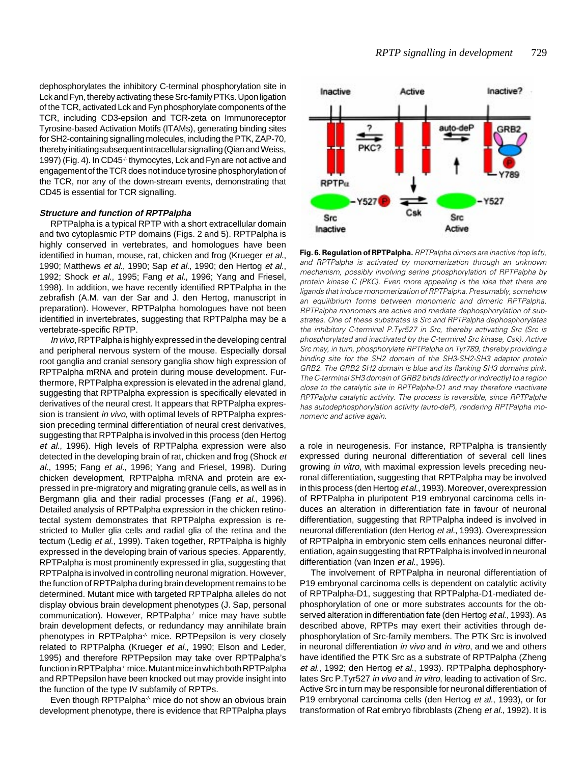dephosphorylates the inhibitory C-terminal phosphorylation site in Lck and Fyn, thereby activating these Src-family PTKs. Upon ligation of the TCR, activated Lck and Fyn phosphorylate components of the TCR, including CD3-epsilon and TCR-zeta on Immunoreceptor Tyrosine-based Activation Motifs (ITAMs), generating binding sites for SH2-containing signalling molecules, including the PTK, ZAP-70, thereby initiating subsequent intracellular signalling (Qian and Weiss, 1997) (Fig. 4). In CD45$^{-/-}$ thymocytes, Lck and Fyn are not active and engagement of the TCR does not induce tyrosine phosphorylation of the TCR, nor any of the down-stream events, demonstrating that CD45 is essential for TCR signalling.

#### *Structure and function of RPTPalpha*

RPTPalpha is a typical RPTP with a short extracellular domain and two cytoplasmic PTP domains (Figs. 2 and 5). RPTPalpha is highly conserved in vertebrates, and homologues have been identified in human, mouse, rat, chicken and frog (Krueger *et al.*, 1990; Matthews *et al.*, 1990; Sap *et al.*, 1990; den Hertog *et al.*, 1992; Shock *et al.*, 1995; Fang *et al.*, 1996; Yang and Friesel, 1998). In addition, we have recently identified RPTPalpha in the zebrafish (A.M. van der Sar and J. den Hertog, manuscript in preparation). However, RPTPalpha homologues have not been identified in invertebrates, suggesting that RPTPalpha may be a vertebrate-specific RPTP.

*In vivo*, RPTPalpha is highly expressed in the developing central and peripheral nervous system of the mouse. Especially dorsal root ganglia and cranial sensory ganglia show high expression of RPTPalpha mRNA and protein during mouse development. Furthermore, RPTPalpha expression is elevated in the adrenal gland, suggesting that RPTPalpha expression is specifically elevated in derivatives of the neural crest. It appears that RPTPalpha expression is transient *in vivo*, with optimal levels of RPTPalpha expression preceding terminal differentiation of neural crest derivatives, suggesting that RPTPalpha is involved in this process (den Hertog *et al.*, 1996). High levels of RPTPalpha expression were also detected in the developing brain of rat, chicken and frog (Shock *et al.*, 1995; Fang *et al.*, 1996; Yang and Friesel, 1998). During chicken development, RPTPalpha mRNA and protein are expressed in pre-migratory and migrating granule cells, as well as in Bergmann glia and their radial processes (Fang *et al.*, 1996). Detailed analysis of RPTPalpha expression in the chicken retinotectal system demonstrates that RPTPalpha expression is restricted to Muller glia cells and radial glia of the retina and the tectum (Ledig *et al.*, 1999). Taken together, RPTPalpha is highly expressed in the developing brain of various species. Apparently, RPTPalpha is most prominently expressed in glia, suggesting that RPTPalpha is involved in controlling neuronal migration. However, the function of RPTPalpha during brain development remains to be determined. Mutant mice with targeted RPTPalpha alleles do not display obvious brain development phenotypes (J. Sap, personal communication). However, RPTPalpha$^{-/-}$ mice may have subtle brain development defects, or redundancy may annihilate brain phenotypes in RPTPalpha$^{-/-}$ mice. RPTPepsilon is very closely related to RPTPalpha (Krueger *et al.*, 1990; Elson and Leder, 1995) and therefore RPTPepsilon may take over RPTPalpha's function in RPTPalpha$^{-/-}$ mice. Mutant mice in which both RPTPalpha and RPTPepsilon have been knocked out may provide insight into the function of the type IV subfamily of RPTPs.

Even though RPTPalpha$^{-/-}$ mice do not show an obvious brain development phenotype, there is evidence that RPTPalpha plays a role in neurogenesis. For instance, RPTPalpha is transiently expressed during neuronal differentiation of several cell lines growing *in vitro*, with maximal expression levels preceding neuronal differentiation, suggesting that RPTPalpha may be involved in this process (den Hertog *et al.*, 1993). Moreover, overexpression of RPTPalpha in pluripotent P19 embryonal carcinoma cells induces an alteration in differentiation fate in favour of neuronal differentiation, suggesting that RPTPalpha indeed is involved in neuronal differentiation (den Hertog *et al.*, 1993). Overexpression of RPTPalpha in embryonic stem cells enhances neuronal differentiation, again suggesting that RPTPalpha is involved in neuronal differentiation (van Inzen *et al.*, 1996).

The involvement of RPTPalpha in neuronal differentiation of P19 embryonal carcinoma cells is dependent on catalytic activity of RPTPalpha-D1, suggesting that RPTPalpha-D1-mediated dephosphorylation of one or more substrates accounts for the observed alteration in differentiation fate (den Hertog *et al.*, 1993). As described above, RPTPs may exert their activities through dephosphorylation of Src-family members. The PTK Src is involved in neuronal differentiation *in vivo* and *in vitro*, and we and others have identified the PTK Src as a substrate of RPTPalpha (Zheng *et al.*, 1992; den Hertog *et al.*, 1993). RPTPalpha dephosphorylates Src P.Tyr527 *in vivo* and *in vitro*, leading to activation of Src. Active Src in turn may be responsible for neuronal differentiation of P19 embryonal carcinoma cells (den Hertog *et al.*, 1993), or for transformation of Rat embryo fibroblasts (Zheng *et al.*, 1992). It is

Inactive
Active
Inactive?
?
PKC?
auto-deP
GRB2
P
Y789
RPTPα
Y527
P
Csk
Y527
Src
Inactive
Src
Active

**Fig. 6. Regulation of RPTPalpha.** *RPTPalpha dimers are inactive (top left), and RPTPalpha is activated by monomerization through an unknown mechanism, possibly involving serine phosphorylation of RPTPalpha by protein kinase C (PKC). Even more appealing is the idea that there are ligands that induce monomerization of RPTPalpha. Presumably, somehow an equilibrium forms between monomeric and dimeric RPTPalpha. RPTPalpha monomers are active and mediate dephosphorylation of substrates. One of these substrates is Src and RPTPalpha dephosphorylates the inhibitory C-terminal P.Tyr527 in Src, thereby activating Src (Src is phosphorylated and inactivated by the C-terminal Src kinase, Csk). Active Src may, in turn, phosphorylate RPTPalpha on Tyr789, thereby providing a binding site for the SH2 domain of the SH3-SH2-SH3 adaptor protein GRB2. The GRB2 SH2 domain is blue and its flanking SH3 domains pink. The C-terminal SH3 domain of GRB2 binds (directly or indirectly) to a region close to the catalytic site in RPTPalpha-D1 and may therefore inactivate RPTPalpha catalytic activity. The process is reversible, since RPTPalpha has autodephosphorylation activity (auto-deP), rendering RPTPalpha monomeric and active again.*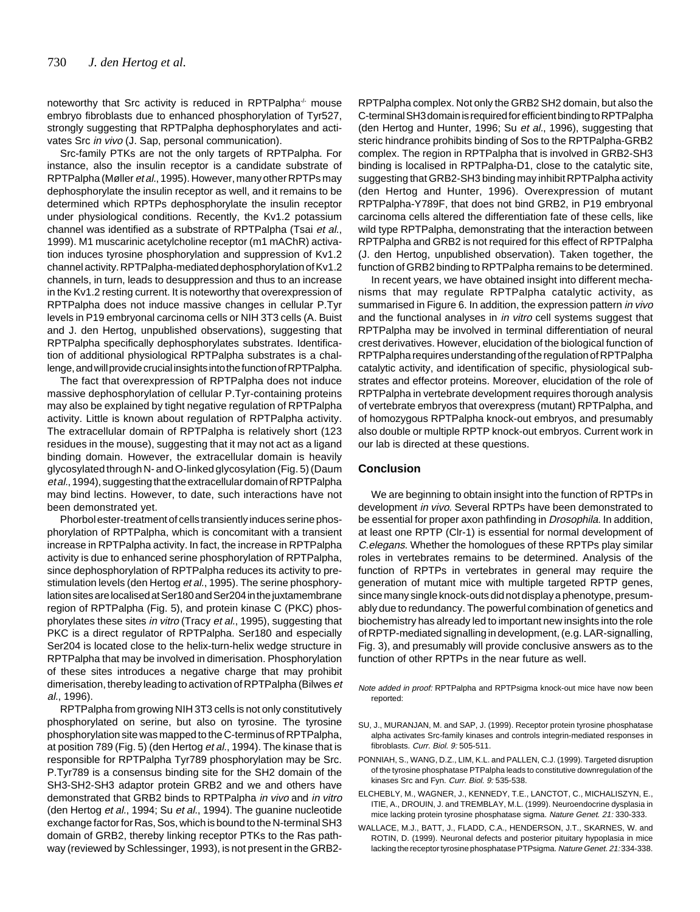noteworthy that Src activity is reduced in RPTPalpha[-/-] mouse embryo fibroblasts due to enhanced phosphorylation of Tyr527, strongly suggesting that RPTPalpha dephosphorylates and activates Src *in vivo* (J. Sap, personal communication).

Src-family PTKs are not the only targets of RPTPalpha. For instance, also the insulin receptor is a candidate substrate of RPTPalpha (Møller *et al.*, 1995). However, many other RPTPs may dephosphorylate the insulin receptor as well, and it remains to be determined which RPTPs dephosphorylate the insulin receptor under physiological conditions. Recently, the Kv1.2 potassium channel was identified as a substrate of RPTPalpha (Tsai *et al.*, 1999). M1 muscarinic acetylcholine receptor (m1 mAChR) activation induces tyrosine phosphorylation and suppression of Kv1.2 channel activity. RPTPalpha-mediated dephosphorylation of Kv1.2 channels, in turn, leads to desuppression and thus to an increase in the Kv1.2 resting current. It is noteworthy that overexpression of RPTPalpha does not induce massive changes in cellular P.Tyr levels in P19 embryonal carcinoma cells or NIH 3T3 cells (A. Buist and J. den Hertog, unpublished observations), suggesting that RPTPalpha specifically dephosphorylates substrates. Identification of additional physiological RPTPalpha substrates is a challenge, and will provide crucial insights into the function of RPTPalpha.

The fact that overexpression of RPTPalpha does not induce massive dephosphorylation of cellular P.Tyr-containing proteins may also be explained by tight negative regulation of RPTPalpha activity. Little is known about regulation of RPTPalpha activity. The extracellular domain of RPTPalpha is relatively short (123 residues in the mouse), suggesting that it may not act as a ligand binding domain. However, the extracellular domain is heavily glycosylated through N- and O-linked glycosylation (Fig. 5) (Daum *et al.*, 1994), suggesting that the extracellular domain of RPTPalpha may bind lectins. However, to date, such interactions have not been demonstrated yet.

Phorbol ester-treatment of cells transiently induces serine phosphorylation of RPTPalpha, which is concomitant with a transient increase in RPTPalpha activity. In fact, the increase in RPTPalpha activity is due to enhanced serine phosphorylation of RPTPalpha, since dephosphorylation of RPTPalpha reduces its activity to prestimulation levels (den Hertog *et al.*, 1995). The serine phosphorylation sites are localised at Ser180 and Ser204 in the juxtamembrane region of RPTPalpha (Fig. 5), and protein kinase C (PKC) phosphorylates these sites *in vitro* (Tracy *et al.*, 1995), suggesting that PKC is a direct regulator of RPTPalpha. Ser180 and especially Ser204 is located close to the helix-turn-helix wedge structure in RPTPalpha that may be involved in dimerisation. Phosphorylation of these sites introduces a negative charge that may prohibit dimerisation, thereby leading to activation of RPTPalpha (Bilwes *et al.*, 1996).

RPTPalpha from growing NIH 3T3 cells is not only constitutively phosphorylated on serine, but also on tyrosine. The tyrosine phosphorylation site was mapped to the C-terminus of RPTPalpha, at position 789 (Fig. 5) (den Hertog *et al.*, 1994). The kinase that is responsible for RPTPalpha Tyr789 phosphorylation may be Src. P.Tyr789 is a consensus binding site for the SH2 domain of the SH3-SH2-SH3 adaptor protein GRB2 and we and others have demonstrated that GRB2 binds to RPTPalpha *in vivo* and *in vitro* (den Hertog *et al.*, 1994; Su *et al.*, 1994). The guanine nucleotide exchange factor for Ras, Sos, which is bound to the N-terminal SH3 domain of GRB2, thereby linking receptor PTKs to the Ras pathway (reviewed by Schlessinger, 1993), is not present in the GRB2-RPTPalpha complex. Not only the GRB2 SH2 domain, but also the C-terminal SH3 domain is required for efficient binding to RPTPalpha (den Hertog and Hunter, 1996; Su *et al.*, 1996), suggesting that steric hindrance prohibits binding of Sos to the RPTPalpha-GRB2 complex. The region in RPTPalpha that is involved in GRB2-SH3 binding is localised in RPTPalpha-D1, close to the catalytic site, suggesting that GRB2-SH3 binding may inhibit RPTPalpha activity (den Hertog and Hunter, 1996). Overexpression of mutant RPTPalpha-Y789F, that does not bind GRB2, in P19 embryonal carcinoma cells altered the differentiation fate of these cells, like wild type RPTPalpha, demonstrating that the interaction between RPTPalpha and GRB2 is not required for this effect of RPTPalpha (J. den Hertog, unpublished observation). Taken together, the function of GRB2 binding to RPTPalpha remains to be determined.

In recent years, we have obtained insight into different mechanisms that may regulate RPTPalpha catalytic activity, as summarised in Figure 6. In addition, the expression pattern *in vivo* and the functional analyses in *in vitro* cell systems suggest that RPTPalpha may be involved in terminal differentiation of neural crest derivatives. However, elucidation of the biological function of RPTPalpha requires understanding of the regulation of RPTPalpha catalytic activity, and identification of specific, physiological substrates and effector proteins. Moreover, elucidation of the role of RPTPalpha in vertebrate development requires thorough analysis of vertebrate embryos that overexpress (mutant) RPTPalpha, and of homozygous RPTPalpha knock-out embryos, and presumably also double or multiple RPTP knock-out embryos. Current work in our lab is directed at these questions.

## Conclusion

We are beginning to obtain insight into the function of RPTPs in development *in vivo*. Several RPTPs have been demonstrated to be essential for proper axon pathfinding in *Drosophila*. In addition, at least one RPTP (Clr-1) is essential for normal development of *C.elegans*. Whether the homologues of these RPTPs play similar roles in vertebrates remains to be determined. Analysis of the function of RPTPs in vertebrates in general may require the generation of mutant mice with multiple targeted RPTP genes, since many single knock-outs did not display a phenotype, presumably due to redundancy. The powerful combination of genetics and biochemistry has already led to important new insights into the role of RPTP-mediated signalling in development, (e.g. LAR-signalling, Fig. 3), and presumably will provide conclusive answers as to the function of other RPTPs in the near future as well.

*Note added in proof:* RPTPalpha and RPTPsigma knock-out mice have now been reported:

SU, J., MURANJAN, M. and SAP, J. (1999). Receptor protein tyrosine phosphatase alpha activates Src-family kinases and controls integrin-mediated responses in fibroblasts. *Curr. Biol. 9:* 505-511.

PONNIAH, S., WANG, D.Z., LIM, K.L. and PALLEN, C.J. (1999). Targeted disruption of the tyrosine phosphatase PTPalpha leads to constitutive downregulation of the kinases Src and Fyn. *Curr. Biol. 9:* 535-538.

ELCHEBLY, M., WAGNER, J., KENNEDY, T.E., LANCTOT, C., MICHALISZYN, E., ITIE, A., DROUIN, J. and TREMBLAY, M.L. (1999). Neuroendocrine dysplasia in mice lacking protein tyrosine phosphatase sigma. *Nature Genet. 21:* 330-333.

WALLACE, M.J., BATT, J., FLADD, C.A., HENDERSON, J.T., SKARNES, W. and ROTIN, D. (1999). Neuronal defects and posterior pituitary hypoplasia in mice lacking the receptor tyrosine phosphatase PTPsigma. *Nature Genet. 21:* 334-338.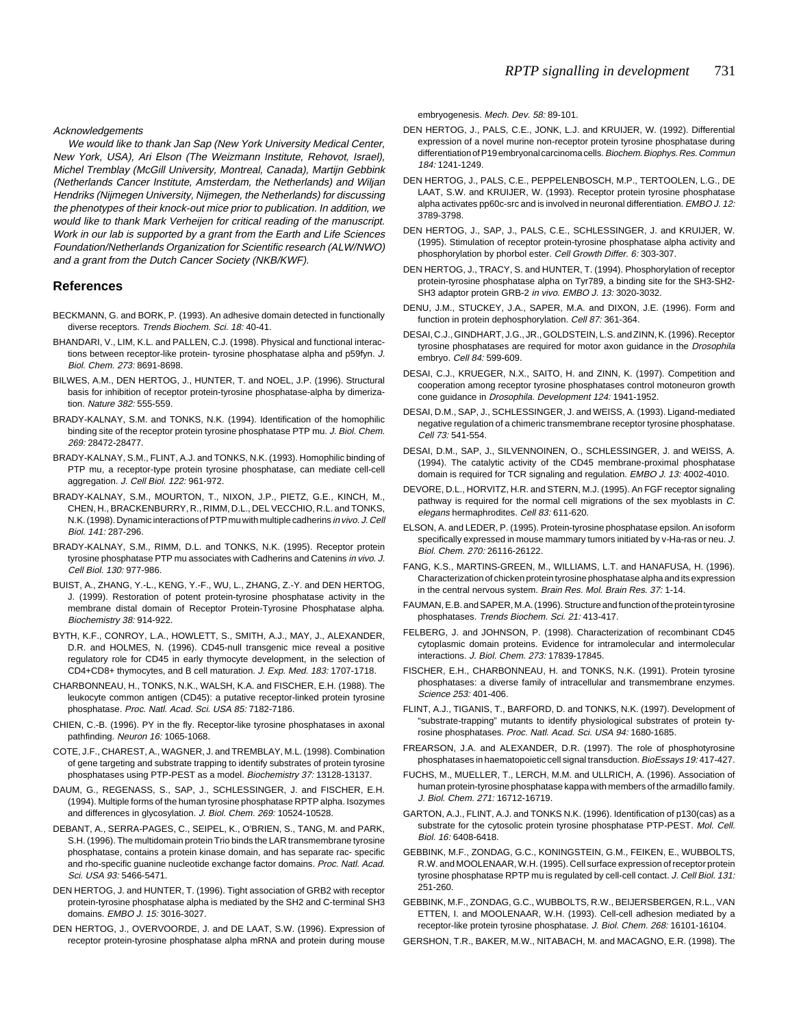*Acknowledgements*

*We would like to thank Jan Sap (New York University Medical Center, New York, USA), Ari Elson (The Weizmann Institute, Rehovot, Israel), Michel Tremblay (McGill University, Montreal, Canada), Martijn Gebbink (Netherlands Cancer Institute, Amsterdam, the Netherlands) and Wiljan Hendriks (Nijmegen University, Nijmegen, the Netherlands) for discussing the phenotypes of their knock-out mice prior to publication. In addition, we would like to thank Mark Verheijen for critical reading of the manuscript. Work in our lab is supported by a grant from the Earth and Life Sciences Foundation/Netherlands Organization for Scientific research (ALW/NWO) and a grant from the Dutch Cancer Society (NKB/KWF).*

## References

BECKMANN, G. and BORK, P. (1993). An adhesive domain detected in functionally diverse receptors. *Trends Biochem. Sci. 18:* 40-41.

BHANDARI, V., LIM, K.L. and PALLEN, C.J. (1998). Physical and functional interactions between receptor-like protein- tyrosine phosphatase alpha and p59fyn. *J. Biol. Chem. 273:* 8691-8698.

BILWES, A.M., DEN HERTOG, J., HUNTER, T. and NOEL, J.P. (1996). Structural basis for inhibition of receptor protein-tyrosine phosphatase-alpha by dimerization. *Nature 382:* 555-559.

BRADY-KALNAY, S.M. and TONKS, N.K. (1994). Identification of the homophilic binding site of the receptor protein tyrosine phosphatase PTP mu. *J. Biol. Chem. 269:* 28472-28477.

BRADY-KALNAY, S.M., FLINT, A.J. and TONKS, N.K. (1993). Homophilic binding of PTP mu, a receptor-type protein tyrosine phosphatase, can mediate cell-cell aggregation. *J. Cell Biol. 122:* 961-972.

BRADY-KALNAY, S.M., MOURTON, T., NIXON, J.P., PIETZ, G.E., KINCH, M., CHEN, H., BRACKENBURRY, R., RIMM, D.L., DEL VECCHIO, R.L. and TONKS, N.K. (1998). Dynamic interactions of PTP mu with multiple cadherins *in vivo*. *J. Cell Biol. 141:* 287-296.

BRADY-KALNAY, S.M., RIMM, D.L. and TONKS, N.K. (1995). Receptor protein tyrosine phosphatase PTP mu associates with Cadherins and Catenins *in vivo*. *J. Cell Biol. 130:* 977-986.

BUIST, A., ZHANG, Y.-L., KENG, Y.-F., WU, L., ZHANG, Z.-Y. and DEN HERTOG, J. (1999). Restoration of potent protein-tyrosine phosphatase activity in the membrane distal domain of Receptor Protein-Tyrosine Phosphatase alpha. *Biochemistry 38:* 914-922.

BYTH, K.F., CONROY, L.A., HOWLETT, S., SMITH, A.J., MAY, J., ALEXANDER, D.R. and HOLMES, N. (1996). CD45-null transgenic mice reveal a positive regulatory role for CD45 in early thymocyte development, in the selection of CD4+CD8+ thymocytes, and B cell maturation. *J. Exp. Med. 183:* 1707-1718.

CHARBONNEAU, H., TONKS, N.K., WALSH, K.A. and FISCHER, E.H. (1988). The leukocyte common antigen (CD45): a putative receptor-linked protein tyrosine phosphatase. *Proc. Natl. Acad. Sci. USA 85:* 7182-7186.

CHIEN, C.-B. (1996). PY in the fly. Receptor-like tyrosine phosphatases in axonal pathfinding. *Neuron 16:* 1065-1068.

COTE, J.F., CHAREST, A., WAGNER, J. and TREMBLAY, M.L. (1998). Combination of gene targeting and substrate trapping to identify substrates of protein tyrosine phosphatases using PTP-PEST as a model. *Biochemistry 37:* 13128-13137.

DAUM, G., REGENASS, S., SAP, J., SCHLESSINGER, J. and FISCHER, E.H. (1994). Multiple forms of the human tyrosine phosphatase RPTP alpha. Isozymes and differences in glycosylation. *J. Biol. Chem. 269:* 10524-10528.

DEBANT, A., SERRA-PAGES, C., SEIPEL, K., O'BRIEN, S., TANG, M. and PARK, S.H. (1996). The multidomain protein Trio binds the LAR transmembrane tyrosine phosphatase, contains a protein kinase domain, and has separate rac- specific and rho-specific guanine nucleotide exchange factor domains. *Proc. Natl. Acad. Sci. USA 93:* 5466-5471.

DEN HERTOG, J. and HUNTER, T. (1996). Tight association of GRB2 with receptor protein-tyrosine phosphatase alpha is mediated by the SH2 and C-terminal SH3 domains. *EMBO J. 15:* 3016-3027.

DEN HERTOG, J., OVERVOORDE, J. and DE LAAT, S.W. (1996). Expression of receptor protein-tyrosine phosphatase alpha mRNA and protein during mouse embryogenesis. *Mech. Dev. 58:* 89-101.

DEN HERTOG, J., PALS, C.E., JONK, L.J. and KRUIJER, W. (1992). Differential expression of a novel murine non-receptor protein tyrosine phosphatase during differentiation of P19 embryonal carcinoma cells. *Biochem. Biophys. Res. Commun 184:* 1241-1249.

DEN HERTOG, J., PALS, C.E., PEPPELENBOSCH, M.P., TERTOOLEN, L.G., DE LAAT, S.W. and KRUIJER, W. (1993). Receptor protein tyrosine phosphatase alpha activates pp60c-src and is involved in neuronal differentiation. *EMBO J. 12:* 3789-3798.

DEN HERTOG, J., SAP, J., PALS, C.E., SCHLESSINGER, J. and KRUIJER, W. (1995). Stimulation of receptor protein-tyrosine phosphatase alpha activity and phosphorylation by phorbol ester. *Cell Growth Differ. 6:* 303-307.

DEN HERTOG, J., TRACY, S. and HUNTER, T. (1994). Phosphorylation of receptor protein-tyrosine phosphatase alpha on Tyr789, a binding site for the SH3-SH2-SH3 adaptor protein GRB-2 *in vivo. EMBO J. 13:* 3020-3032.

DENU, J.M., STUCKEY, J.A., SAPER, M.A. and DIXON, J.E. (1996). Form and function in protein dephosphorylation. *Cell 87:* 361-364.

DESAI, C.J., GINDHART, J.G., JR., GOLDSTEIN, L.S. and ZINN, K. (1996). Receptor tyrosine phosphatases are required for motor axon guidance in the *Drosophila* embryo. *Cell 84:* 599-609.

DESAI, C.J., KRUEGER, N.X., SAITO, H. and ZINN, K. (1997). Competition and cooperation among receptor tyrosine phosphatases control motoneuron growth cone guidance in *Drosophila. Development 124:* 1941-1952.

DESAI, D.M., SAP, J., SCHLESSINGER, J. and WEISS, A. (1993). Ligand-mediated negative regulation of a chimeric transmembrane receptor tyrosine phosphatase. *Cell 73:* 541-554.

DESAI, D.M., SAP, J., SILVENNOINEN, O., SCHLESSINGER, J. and WEISS, A. (1994). The catalytic activity of the CD45 membrane-proximal phosphatase domain is required for TCR signaling and regulation. *EMBO J. 13:* 4002-4010.

DEVORE, D.L., HORVITZ, H.R. and STERN, M.J. (1995). An FGF receptor signaling pathway is required for the normal cell migrations of the sex myoblasts in *C. elegans* hermaphrodites. *Cell 83:* 611-620.

ELSON, A. and LEDER, P. (1995). Protein-tyrosine phosphatase epsilon. An isoform specifically expressed in mouse mammary tumors initiated by v-Ha-ras or neu. *J. Biol. Chem. 270:* 26116-26122.

FANG, K.S., MARTINS-GREEN, M., WILLIAMS, L.T. and HANAFUSA, H. (1996). Characterization of chicken protein tyrosine phosphatase alpha and its expression in the central nervous system. *Brain Res. Mol. Brain Res. 37:* 1-14.

FAUMAN, E.B. and SAPER, M.A. (1996). Structure and function of the protein tyrosine phosphatases. *Trends Biochem. Sci. 21:* 413-417.

FELBERG, J. and JOHNSON, P. (1998). Characterization of recombinant CD45 cytoplasmic domain proteins. Evidence for intramolecular and intermolecular interactions. *J. Biol. Chem. 273:* 17839-17845.

FISCHER, E.H., CHARBONNEAU, H. and TONKS, N.K. (1991). Protein tyrosine phosphatases: a diverse family of intracellular and transmembrane enzymes. *Science 253:* 401-406.

FLINT, A.J., TIGANIS, T., BARFORD, D. and TONKS, N.K. (1997). Development of "substrate-trapping" mutants to identify physiological substrates of protein tyrosine phosphatases. *Proc. Natl. Acad. Sci. USA 94:* 1680-1685.

FREARSON, J.A. and ALEXANDER, D.R. (1997). The role of phosphotyrosine phosphatases in haematopoietic cell signal transduction. *BioEssays 19:* 417-427.

FUCHS, M., MUELLER, T., LERCH, M.M. and ULLRICH, A. (1996). Association of human protein-tyrosine phosphatase kappa with members of the armadillo family. *J. Biol. Chem. 271:* 16712-16719.

GARTON, A.J., FLINT, A.J. and TONKS N.K. (1996). Identification of p130(cas) as a substrate for the cytosolic protein tyrosine phosphatase PTP-PEST. *Mol. Cell. Biol. 16:* 6408-6418.

GEBBINK, M.F., ZONDAG, G.C., KONINGSTEIN, G.M., FEIKEN, E., WUBBOLTS, R.W. and MOOLENAAR, W.H. (1995). Cell surface expression of receptor protein tyrosine phosphatase RPTP mu is regulated by cell-cell contact. *J. Cell Biol. 131:* 251-260.

GEBBINK, M.F., ZONDAG, G.C., WUBBOLTS, R.W., BEIJERSBERGEN, R.L., VAN ETTEN, I. and MOOLENAAR, W.H. (1993). Cell-cell adhesion mediated by a receptor-like protein tyrosine phosphatase. *J. Biol. Chem. 268:* 16101-16104.

GERSHON, T.R., BAKER, M.W., NITABACH, M. and MACAGNO, E.R. (1998). The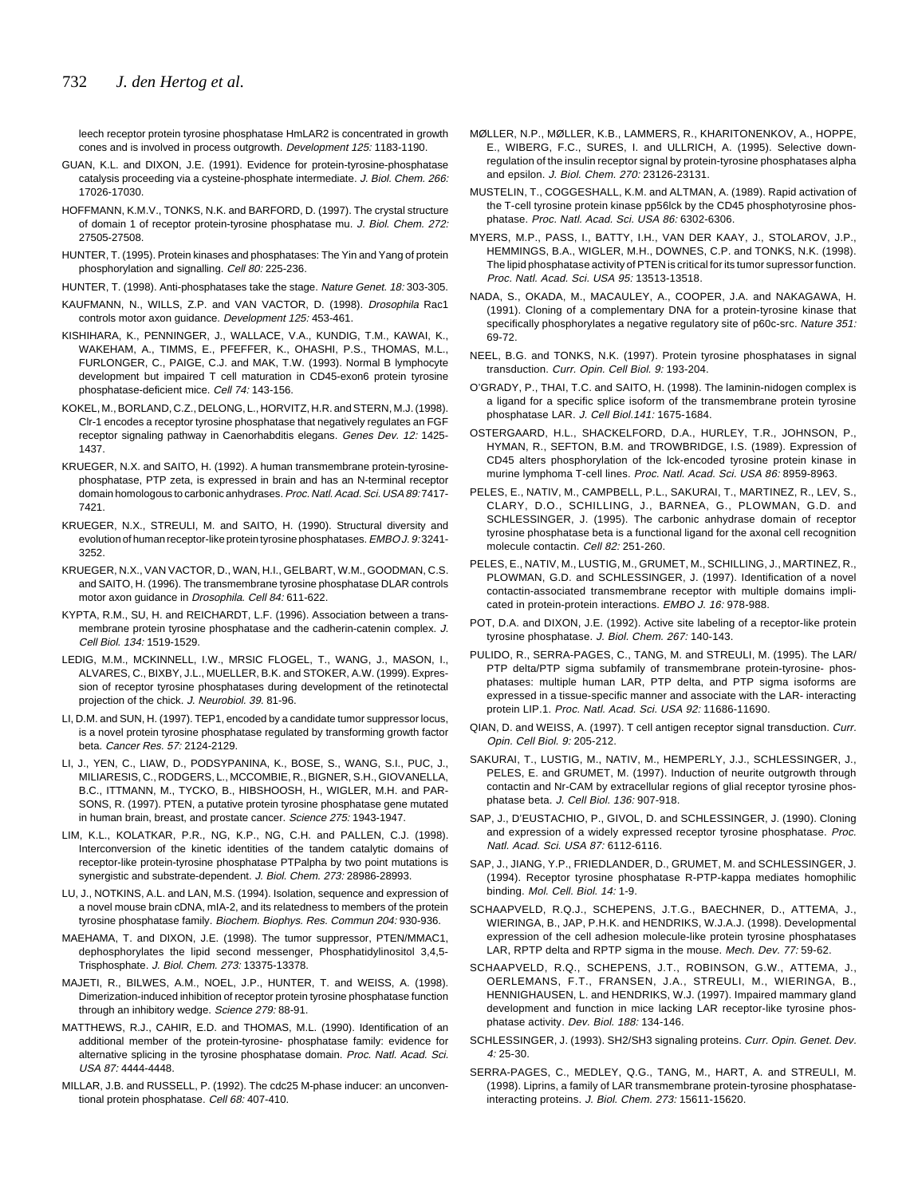leech receptor protein tyrosine phosphatase HmLAR2 is concentrated in growth cones and is involved in process outgrowth. *Development 125:* 1183-1190.

GUAN, K.L. and DIXON, J.E. (1991). Evidence for protein-tyrosine-phosphatase catalysis proceeding via a cysteine-phosphate intermediate. *J. Biol. Chem. 266:* 17026-17030.

HOFFMANN, K.M.V., TONKS, N.K. and BARFORD, D. (1997). The crystal structure of domain 1 of receptor protein-tyrosine phosphatase mu. *J. Biol. Chem. 272:* 27505-27508.

HUNTER, T. (1995). Protein kinases and phosphatases: The Yin and Yang of protein phosphorylation and signalling. *Cell 80:* 225-236.

HUNTER, T. (1998). Anti-phosphatases take the stage. *Nature Genet. 18:* 303-305.

KAUFMANN, N., WILLS, Z.P. and VAN VACTOR, D. (1998). *Drosophila* Rac1 controls motor axon guidance. *Development 125:* 453-461.

KISHIHARA, K., PENNINGER, J., WALLACE, V.A., KUNDIG, T.M., KAWAI, K., WAKEHAM, A., TIMMS, E., PFEFFER, K., OHASHI, P.S., THOMAS, M.L., FURLONGER, C., PAIGE, C.J. and MAK, T.W. (1993). Normal B lymphocyte development but impaired T cell maturation in CD45-exon6 protein tyrosine phosphatase-deficient mice. *Cell 74:* 143-156.

KOKEL, M., BORLAND, C.Z., DELONG, L., HORVITZ, H.R. and STERN, M.J. (1998). Clr-1 encodes a receptor tyrosine phosphatase that negatively regulates an FGF receptor signaling pathway in Caenorhabditis elegans. *Genes Dev. 12:* 1425-1437.

KRUEGER, N.X. and SAITO, H. (1992). A human transmembrane protein-tyrosine-phosphatase, PTP zeta, is expressed in brain and has an N-terminal receptor domain homologous to carbonic anhydrases. *Proc. Natl. Acad. Sci. USA 89:* 7417-7421.

KRUEGER, N.X., STREULI, M. and SAITO, H. (1990). Structural diversity and evolution of human receptor-like protein tyrosine phosphatases. *EMBO J. 9:* 3241-3252.

KRUEGER, N.X., VAN VACTOR, D., WAN, H.I., GELBART, W.M., GOODMAN, C.S. and SAITO, H. (1996). The transmembrane tyrosine phosphatase DLAR controls motor axon guidance in *Drosophila. Cell 84:* 611-622.

KYPTA, R.M., SU, H. and REICHARDT, L.F. (1996). Association between a transmembrane protein tyrosine phosphatase and the cadherin-catenin complex. *J. Cell Biol. 134:* 1519-1529.

LEDIG, M.M., MCKINNELL, I.W., MRSIC FLOGEL, T., WANG, J., MASON, I., ALVARES, C., BIXBY, J.L., MUELLER, B.K. and STOKER, A.W. (1999). Expression of receptor tyrosine phosphatases during development of the retinotectal projection of the chick. *J. Neurobiol. 39.* 81-96.

LI, D.M. and SUN, H. (1997). TEP1, encoded by a candidate tumor suppressor locus, is a novel protein tyrosine phosphatase regulated by transforming growth factor beta. *Cancer Res. 57:* 2124-2129.

LI, J., YEN, C., LIAW, D., PODSYPANINA, K., BOSE, S., WANG, S.I., PUC, J., MILIARESIS, C., RODGERS, L., MCCOMBIE, R., BIGNER, S.H., GIOVANELLA, B.C., ITTMANN, M., TYCKO, B., HIBSHOOSH, H., WIGLER, M.H. and PARSONS, R. (1997). PTEN, a putative protein tyrosine phosphatase gene mutated in human brain, breast, and prostate cancer. *Science 275:* 1943-1947.

LIM, K.L., KOLATKAR, P.R., NG, K.P., NG, C.H. and PALLEN, C.J. (1998). Interconversion of the kinetic identities of the tandem catalytic domains of receptor-like protein-tyrosine phosphatase PTPalpha by two point mutations is synergistic and substrate-dependent. *J. Biol. Chem. 273:* 28986-28993.

LU, J., NOTKINS, A.L. and LAN, M.S. (1994). Isolation, sequence and expression of a novel mouse brain cDNA, mIA-2, and its relatedness to members of the protein tyrosine phosphatase family. *Biochem. Biophys. Res. Commun 204:* 930-936.

MAEHAMA, T. and DIXON, J.E. (1998). The tumor suppressor, PTEN/MMAC1, dephosphorylates the lipid second messenger, Phosphatidylinositol 3,4,5-Trisphosphate. *J. Biol. Chem. 273:* 13375-13378.

MAJETI, R., BILWES, A.M., NOEL, J.P., HUNTER, T. and WEISS, A. (1998). Dimerization-induced inhibition of receptor protein tyrosine phosphatase function through an inhibitory wedge. *Science 279:* 88-91.

MATTHEWS, R.J., CAHIR, E.D. and THOMAS, M.L. (1990). Identification of an additional member of the protein-tyrosine- phosphatase family: evidence for alternative splicing in the tyrosine phosphatase domain. *Proc. Natl. Acad. Sci. USA 87:* 4444-4448.

MILLAR, J.B. and RUSSELL, P. (1992). The cdc25 M-phase inducer: an unconventional protein phosphatase. *Cell 68:* 407-410.

MØLLER, N.P., MØLLER, K.B., LAMMERS, R., KHARITONENKOV, A., HOPPE, E., WIBERG, F.C., SURES, I. and ULLRICH, A. (1995). Selective down-regulation of the insulin receptor signal by protein-tyrosine phosphatases alpha and epsilon. *J. Biol. Chem. 270:* 23126-23131.

MUSTELIN, T., COGGESHALL, K.M. and ALTMAN, A. (1989). Rapid activation of the T-cell tyrosine protein kinase pp56lck by the CD45 phosphotyrosine phosphatase. *Proc. Natl. Acad. Sci. USA 86:* 6302-6306.

MYERS, M.P., PASS, I., BATTY, I.H., VAN DER KAAY, J., STOLAROV, J.P., HEMMINGS, B.A., WIGLER, M.H., DOWNES, C.P. and TONKS, N.K. (1998). The lipid phosphatase activity of PTEN is critical for its tumor supressor function. *Proc. Natl. Acad. Sci. USA 95:* 13513-13518.

NADA, S., OKADA, M., MACAULEY, A., COOPER, J.A. and NAKAGAWA, H. (1991). Cloning of a complementary DNA for a protein-tyrosine kinase that specifically phosphorylates a negative regulatory site of p60c-src. *Nature 351:* 69-72.

NEEL, B.G. and TONKS, N.K. (1997). Protein tyrosine phosphatases in signal transduction. *Curr. Opin. Cell Biol. 9:* 193-204.

O'GRADY, P., THAI, T.C. and SAITO, H. (1998). The laminin-nidogen complex is a ligand for a specific splice isoform of the transmembrane protein tyrosine phosphatase LAR. *J. Cell Biol.141:* 1675-1684.

OSTERGAARD, H.L., SHACKELFORD, D.A., HURLEY, T.R., JOHNSON, P., HYMAN, R., SEFTON, B.M. and TROWBRIDGE, I.S. (1989). Expression of CD45 alters phosphorylation of the lck-encoded tyrosine protein kinase in murine lymphoma T-cell lines. *Proc. Natl. Acad. Sci. USA 86:* 8959-8963.

PELES, E., NATIV, M., CAMPBELL, P.L., SAKURAI, T., MARTINEZ, R., LEV, S., CLARY, D.O., SCHILLING, J., BARNEA, G., PLOWMAN, G.D. and SCHLESSINGER, J. (1995). The carbonic anhydrase domain of receptor tyrosine phosphatase beta is a functional ligand for the axonal cell recognition molecule contactin. *Cell 82:* 251-260.

PELES, E., NATIV, M., LUSTIG, M., GRUMET, M., SCHILLING, J., MARTINEZ, R., PLOWMAN, G.D. and SCHLESSINGER, J. (1997). Identification of a novel contactin-associated transmembrane receptor with multiple domains implicated in protein-protein interactions. *EMBO J. 16:* 978-988.

POT, D.A. and DIXON, J.E. (1992). Active site labeling of a receptor-like protein tyrosine phosphatase. *J. Biol. Chem. 267:* 140-143.

PULIDO, R., SERRA-PAGES, C., TANG, M. and STREULI, M. (1995). The LAR/PTP delta/PTP sigma subfamily of transmembrane protein-tyrosine- phosphatases: multiple human LAR, PTP delta, and PTP sigma isoforms are expressed in a tissue-specific manner and associate with the LAR- interacting protein LIP.1. *Proc. Natl. Acad. Sci. USA 92:* 11686-11690.

QIAN, D. and WEISS, A. (1997). T cell antigen receptor signal transduction. *Curr. Opin. Cell Biol. 9:* 205-212.

SAKURAI, T., LUSTIG, M., NATIV, M., HEMPERLY, J.J., SCHLESSINGER, J., PELES, E. and GRUMET, M. (1997). Induction of neurite outgrowth through contactin and Nr-CAM by extracellular regions of glial receptor tyrosine phosphatase beta. *J. Cell Biol. 136:* 907-918.

SAP, J., D'EUSTACHIO, P., GIVOL, D. and SCHLESSINGER, J. (1990). Cloning and expression of a widely expressed receptor tyrosine phosphatase. *Proc. Natl. Acad. Sci. USA 87:* 6112-6116.

SAP, J., JIANG, Y.P., FRIEDLANDER, D., GRUMET, M. and SCHLESSINGER, J. (1994). Receptor tyrosine phosphatase R-PTP-kappa mediates homophilic binding. *Mol. Cell. Biol. 14:* 1-9.

SCHAAPVELD, R.Q.J., SCHEPENS, J.T.G., BAECHNER, D., ATTEMA, J., WIERINGA, B., JAP, P.H.K. and HENDRIKS, W.J.A.J. (1998). Developmental expression of the cell adhesion molecule-like protein tyrosine phosphatases LAR, RPTP delta and RPTP sigma in the mouse. *Mech. Dev. 77:* 59-62.

SCHAAPVELD, R.Q., SCHEPENS, J.T., ROBINSON, G.W., ATTEMA, J., OERLEMANS, F.T., FRANSEN, J.A., STREULI, M., WIERINGA, B., HENNIGHAUSEN, L. and HENDRIKS, W.J. (1997). Impaired mammary gland development and function in mice lacking LAR receptor-like tyrosine phosphatase activity. *Dev. Biol. 188:* 134-146.

SCHLESSINGER, J. (1993). SH2/SH3 signaling proteins. *Curr. Opin. Genet. Dev. 4:* 25-30.

SERRA-PAGES, C., MEDLEY, Q.G., TANG, M., HART, A. and STREULI, M. (1998). Liprins, a family of LAR transmembrane protein-tyrosine phosphatase-interacting proteins. *J. Biol. Chem. 273:* 15611-15620.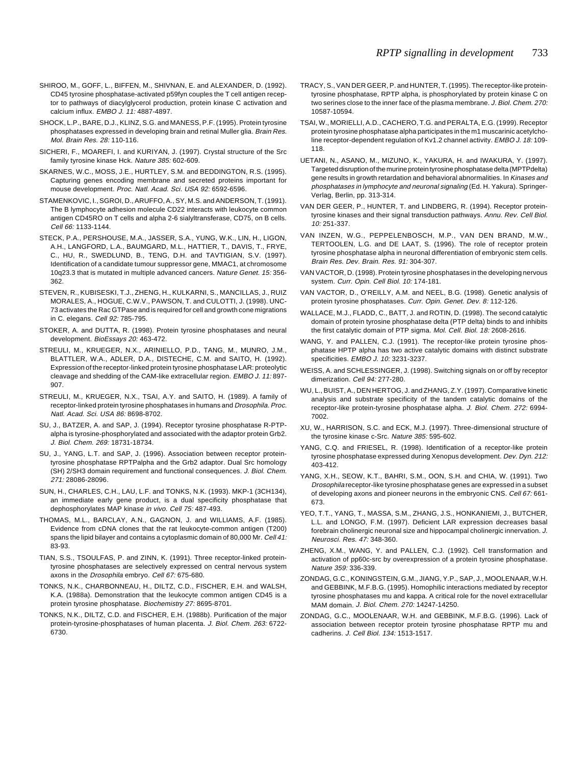SHIROO, M., GOFF, L., BIFFEN, M., SHIVNAN, E. and ALEXANDER, D. (1992). CD45 tyrosine phosphatase-activated p59fyn couples the T cell antigen receptor to pathways of diacylglycerol production, protein kinase C activation and calcium influx. *EMBO J. 11:* 4887-4897.

SHOCK, L.P., BARE, D.J., KLINZ, S.G. and MANESS, P.F. (1995). Protein tyrosine phosphatases expressed in developing brain and retinal Muller glia. *Brain Res. Mol. Brain Res. 28:* 110-116.

SICHERI, F., MOAREFI, I. and KURIYAN, J. (1997). Crystal structure of the Src family tyrosine kinase Hck. *Nature 385:* 602-609.

SKARNES, W.C., MOSS, J.E., HURTLEY, S.M. and BEDDINGTON, R.S. (1995). Capturing genes encoding membrane and secreted proteins important for mouse development. *Proc. Natl. Acad. Sci. USA 92:* 6592-6596.

STAMENKOVIC, I., SGROI, D., ARUFFO, A., SY, M.S. and ANDERSON, T. (1991). The B lymphocyte adhesion molecule CD22 interacts with leukocyte common antigen CD45RO on T cells and alpha 2-6 sialyltransferase, CD75, on B cells. *Cell 66:* 1133-1144.

STECK, P.A., PERSHOUSE, M.A., JASSER, S.A., YUNG, W.K., LIN, H., LIGON, A.H., LANGFORD, L.A., BAUMGARD, M.L., HATTIER, T., DAVIS, T., FRYE, C., HU, R., SWEDLUND, B., TENG, D.H. and TAVTIGIAN, S.V. (1997). Identification of a candidate tumour suppressor gene, MMAC1, at chromosome 10q23.3 that is mutated in multiple advanced cancers. *Nature Genet. 15:* 356-362.

STEVEN, R., KUBISESKI, T.J., ZHENG, H., KULKARNI, S., MANCILLAS, J., RUIZ MORALES, A., HOGUE, C.W.V., PAWSON, T. and CULOTTI, J. (1998). UNC-73 activates the Rac GTPase and is required for cell and growth cone migrations in C. elegans. *Cell 92:* 785-795.

STOKER, A. and DUTTA, R. (1998). Protein tyrosine phosphatases and neural development. *BioEssays 20:* 463-472.

STREULI, M., KRUEGER, N.X., ARINIELLO, P.D., TANG, M., MUNRO, J.M., BLATTLER, W.A., ADLER, D.A., DISTECHE, C.M. and SAITO, H. (1992). Expression of the receptor-linked protein tyrosine phosphatase LAR: proteolytic cleavage and shedding of the CAM-like extracellular region. *EMBO J. 11:* 897-907.

STREULI, M., KRUEGER, N.X., TSAI, A.Y. and SAITO, H. (1989). A family of receptor-linked protein tyrosine phosphatases in humans and *Drosophila*. *Proc. Natl. Acad. Sci. USA 86:* 8698-8702.

SU, J., BATZER, A. and SAP, J. (1994). Receptor tyrosine phosphatase R-PTP-alpha is tyrosine-phosphorylated and associated with the adaptor protein Grb2. *J. Biol. Chem. 269:* 18731-18734.

SU, J., YANG, L.T. and SAP, J. (1996). Association between receptor protein-tyrosine phosphatase RPTPalpha and the Grb2 adaptor. Dual Src homology (SH) 2/SH3 domain requirement and functional consequences. *J. Biol. Chem. 271:* 28086-28096.

SUN, H., CHARLES, C.H., LAU, L.F. and TONKS, N.K. (1993). MKP-1 (3CH134), an immediate early gene product, is a dual specificity phosphatase that dephosphorylates MAP kinase *in vivo*. *Cell 75:* 487-493.

THOMAS, M.L., BARCLAY, A.N., GAGNON, J. and WILLIAMS, A.F. (1985). Evidence from cDNA clones that the rat leukocyte-common antigen (T200) spans the lipid bilayer and contains a cytoplasmic domain of 80,000 Mr. *Cell 41:* 83-93.

TIAN, S.S., TSOULFAS, P. and ZINN, K. (1991). Three receptor-linked protein-tyrosine phosphatases are selectively expressed on central nervous system axons in the *Drosophila* embryo. *Cell 67:* 675-680.

TONKS, N.K., CHARBONNEAU, H., DILTZ, C.D., FISCHER, E.H. and WALSH, K.A. (1988a). Demonstration that the leukocyte common antigen CD45 is a protein tyrosine phosphatase. *Biochemistry 27:* 8695-8701.

TONKS, N.K., DILTZ, C.D. and FISCHER, E.H. (1988b). Purification of the major protein-tyrosine-phosphatases of human placenta. *J. Biol. Chem. 263:* 6722-6730.

TRACY, S., VAN DER GEER, P. and HUNTER, T. (1995). The receptor-like protein-tyrosine phosphatase, RPTP alpha, is phosphorylated by protein kinase C on two serines close to the inner face of the plasma membrane. *J. Biol. Chem. 270:* 10587-10594.

TSAI, W., MORIELLI, A.D., CACHERO, T.G. and PERALTA, E.G. (1999). Receptor protein tyrosine phosphatase alpha participates in the m1 muscarinic acetylcholine receptor-dependent regulation of Kv1.2 channel activity. *EMBO J. 18:* 109-118.

UETANI, N., ASANO, M., MIZUNO, K., YAKURA, H. and IWAKURA, Y. (1997). Targeted disruption of the murine protein tyrosine phosphatase delta (MPTPdelta) gene results in growth retardation and behavioral abnormalities. In *Kinases and phosphatases in lymphocyte and neuronal signaling* (Ed. H. Yakura). Springer-Verlag, Berlin, pp. 313-314.

VAN DER GEER, P., HUNTER, T. and LINDBERG, R. (1994). Receptor protein-tyrosine kinases and their signal transduction pathways. *Annu. Rev. Cell Biol. 10:* 251-337.

VAN INZEN, W.G., PEPPELENBOSCH, M.P., VAN DEN BRAND, M.W., TERTOOLEN, L.G. and DE LAAT, S. (1996). The role of receptor protein tyrosine phosphatase alpha in neuronal differentiation of embryonic stem cells. *Brain Res. Dev. Brain. Res. 91:* 304-307.

VAN VACTOR, D. (1998). Protein tyrosine phosphatases in the developing nervous system. *Curr. Opin. Cell Biol. 10:* 174-181.

VAN VACTOR, D., O'REILLY, A.M. and NEEL, B.G. (1998). Genetic analysis of protein tyrosine phosphatases. *Curr. Opin. Genet. Dev. 8:* 112-126.

WALLACE, M.J., FLADD, C., BATT, J. and ROTIN, D. (1998). The second catalytic domain of protein tyrosine phosphatase delta (PTP delta) binds to and inhibits the first catalytic domain of PTP sigma. *Mol. Cell. Biol. 18:* 2608-2616.

WANG, Y. and PALLEN, C.J. (1991). The receptor-like protein tyrosine phosphatase HPTP alpha has two active catalytic domains with distinct substrate specificities. *EMBO J. 10:* 3231-3237.

WEISS, A. and SCHLESSINGER, J. (1998). Switching signals on or off by receptor dimerization. *Cell 94:* 277-280.

WU, L., BUIST, A., DEN HERTOG, J. and ZHANG, Z.Y. (1997). Comparative kinetic analysis and substrate specificity of the tandem catalytic domains of the receptor-like protein-tyrosine phosphatase alpha. *J. Biol. Chem. 272:* 6994-7002.

XU, W., HARRISON, S.C. and ECK, M.J. (1997). Three-dimensional structure of the tyrosine kinase c-Src. *Nature 385:* 595-602.

YANG, C.Q. and FRIESEL, R. (1998). Identification of a receptor-like protein tyrosine phosphatase expressed during Xenopus development. *Dev. Dyn. 212:* 403-412.

YANG, X.H., SEOW, K.T., BAHRI, S.M., OON, S.H. and CHIA, W. (1991). Two *Drosophila* receptor-like tyrosine phosphatase genes are expressed in a subset of developing axons and pioneer neurons in the embryonic CNS. *Cell 67:* 661-673.

YEO, T.T., YANG, T., MASSA, S.M., ZHANG, J.S., HONKANIEMI, J., BUTCHER, L.L. and LONGO, F.M. (1997). Deficient LAR expression decreases basal forebrain cholinergic neuronal size and hippocampal cholinergic innervation. *J. Neurosci. Res. 47:* 348-360.

ZHENG, X.M., WANG, Y. and PALLEN, C.J. (1992). Cell transformation and activation of pp60c-src by overexpression of a protein tyrosine phosphatase. *Nature 359:* 336-339.

ZONDAG, G.C., KONINGSTEIN, G.M., JIANG, Y.P., SAP, J., MOOLENAAR, W.H. and GEBBINK, M.F.B.G. (1995). Homophilic interactions mediated by receptor tyrosine phosphatases mu and kappa. A critical role for the novel extracellular MAM domain. *J. Biol. Chem. 270:* 14247-14250.

ZONDAG, G.C., MOOLENAAR, W.H. and GEBBINK, M.F.B.G. (1996). Lack of association between receptor protein tyrosine phosphatase RPTP mu and cadherins. *J. Cell Biol. 134:* 1513-1517.